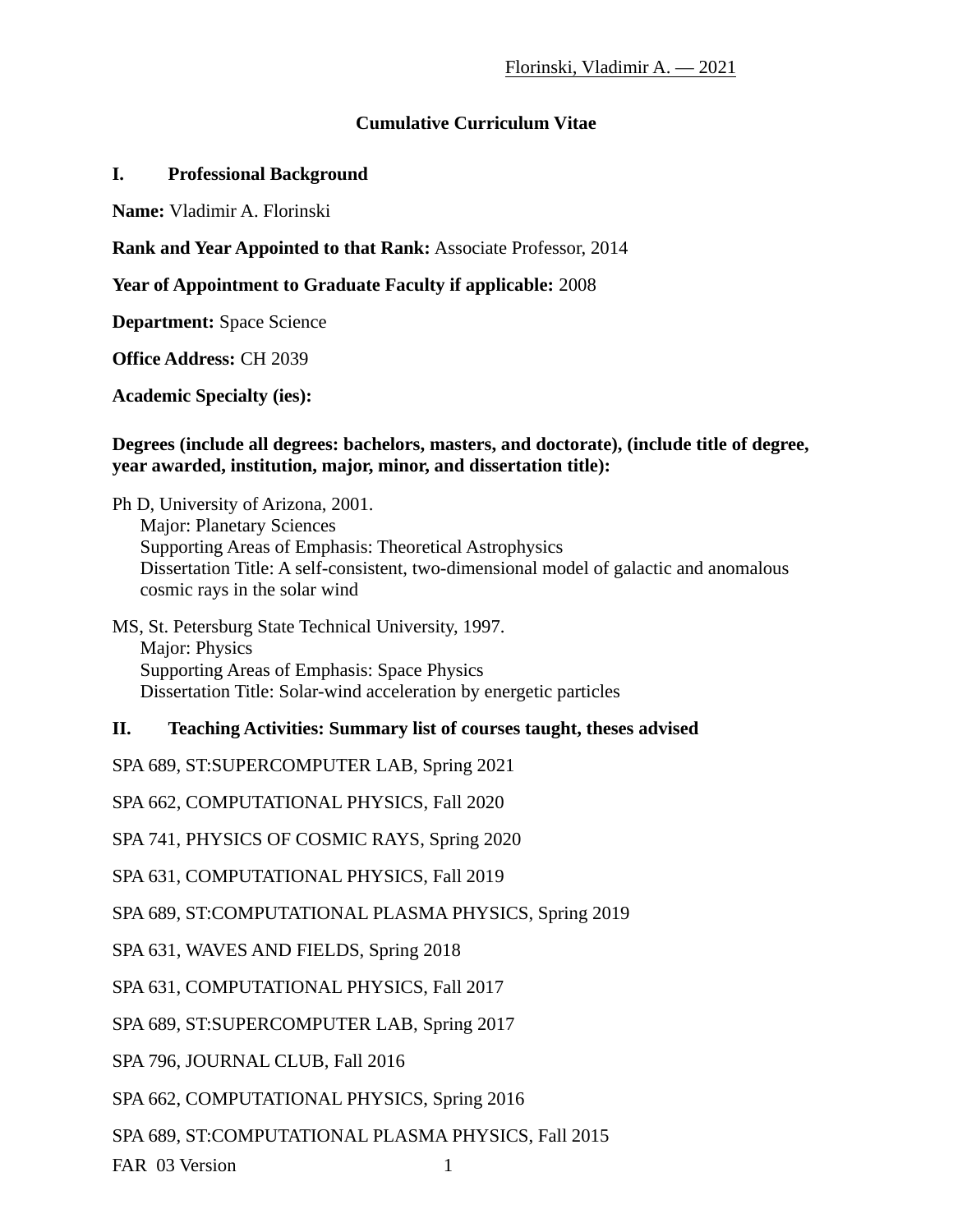# Cumulative Curriculum Vitae

## I. Professional Background

**Name:** Vladimir A. Florinski

**Rank and Year Appointed to that Rank:** Associate Professor, 2014

**Year of Appointment to Graduate Faculty if applicable:** 2008

**Department:** Space Science

**Office Address:** CH 2039

**Academic Specialty (ies):**

**Degrees (include all degrees: bachelors, masters, and doctorate), (include title of degree, year awarded, institution, major, minor, and dissertation title):**

Ph D, University of Arizona, 2001.
Major: Planetary Sciences
Supporting Areas of Emphasis: Theoretical Astrophysics
Dissertation Title: A self-consistent, two-dimensional model of galactic and anomalous cosmic rays in the solar wind

MS, St. Petersburg State Technical University, 1997.
Major: Physics
Supporting Areas of Emphasis: Space Physics
Dissertation Title: Solar-wind acceleration by energetic particles

## II. Teaching Activities: Summary list of courses taught, theses advised

SPA 689, ST:SUPERCOMPUTER LAB, Spring 2021

SPA 662, COMPUTATIONAL PHYSICS, Fall 2020

SPA 741, PHYSICS OF COSMIC RAYS, Spring 2020

SPA 631, COMPUTATIONAL PHYSICS, Fall 2019

SPA 689, ST:COMPUTATIONAL PLASMA PHYSICS, Spring 2019

SPA 631, WAVES AND FIELDS, Spring 2018

SPA 631, COMPUTATIONAL PHYSICS, Fall 2017

SPA 689, ST:SUPERCOMPUTER LAB, Spring 2017

SPA 796, JOURNAL CLUB, Fall 2016

SPA 662, COMPUTATIONAL PHYSICS, Spring 2016

SPA 689, ST:COMPUTATIONAL PLASMA PHYSICS, Fall 2015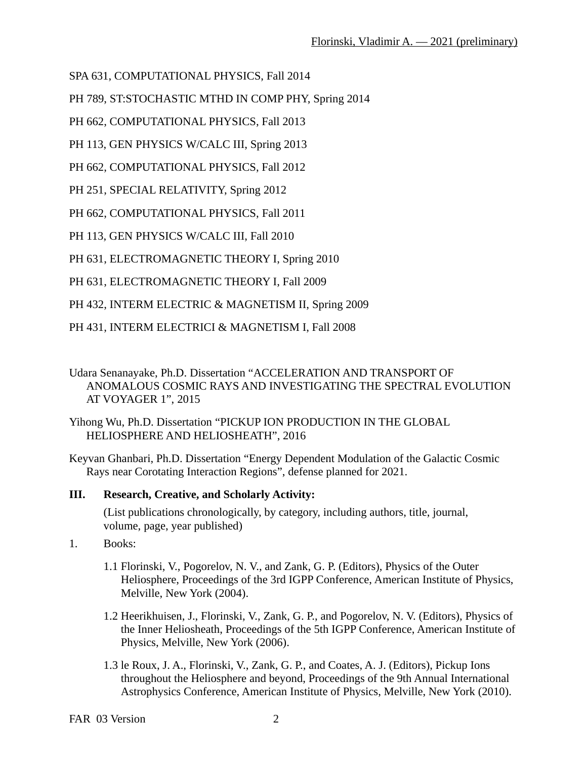SPA 631, COMPUTATIONAL PHYSICS, Fall 2014

PH 789, ST:STOCHASTIC MTHD IN COMP PHY, Spring 2014

PH 662, COMPUTATIONAL PHYSICS, Fall 2013

PH 113, GEN PHYSICS W/CALC III, Spring 2013

PH 662, COMPUTATIONAL PHYSICS, Fall 2012

PH 251, SPECIAL RELATIVITY, Spring 2012

PH 662, COMPUTATIONAL PHYSICS, Fall 2011

PH 113, GEN PHYSICS W/CALC III, Fall 2010

PH 631, ELECTROMAGNETIC THEORY I, Spring 2010

PH 631, ELECTROMAGNETIC THEORY I, Fall 2009

PH 432, INTERM ELECTRIC & MAGNETISM II, Spring 2009

PH 431, INTERM ELECTRICI & MAGNETISM I, Fall 2008

Udara Senanayake, Ph.D. Dissertation "ACCELERATION AND TRANSPORT OF ANOMALOUS COSMIC RAYS AND INVESTIGATING THE SPECTRAL EVOLUTION AT VOYAGER 1", 2015

Yihong Wu, Ph.D. Dissertation "PICKUP ION PRODUCTION IN THE GLOBAL HELIOSPHERE AND HELIOSHEATH", 2016

Keyvan Ghanbari, Ph.D. Dissertation "Energy Dependent Modulation of the Galactic Cosmic Rays near Corotating Interaction Regions", defense planned for 2021.

## III. Research, Creative, and Scholarly Activity:

(List publications chronologically, by category, including authors, title, journal, volume, page, year published)

1. Books:

1.1 Florinski, V., Pogorelov, N. V., and Zank, G. P. (Editors), Physics of the Outer Heliosphere, Proceedings of the 3rd IGPP Conference, American Institute of Physics, Melville, New York (2004).

1.2 Heerikhuisen, J., Florinski, V., Zank, G. P., and Pogorelov, N. V. (Editors), Physics of the Inner Heliosheath, Proceedings of the 5th IGPP Conference, American Institute of Physics, Melville, New York (2006).

1.3 le Roux, J. A., Florinski, V., Zank, G. P., and Coates, A. J. (Editors), Pickup Ions throughout the Heliosphere and beyond, Proceedings of the 9th Annual International Astrophysics Conference, American Institute of Physics, Melville, New York (2010).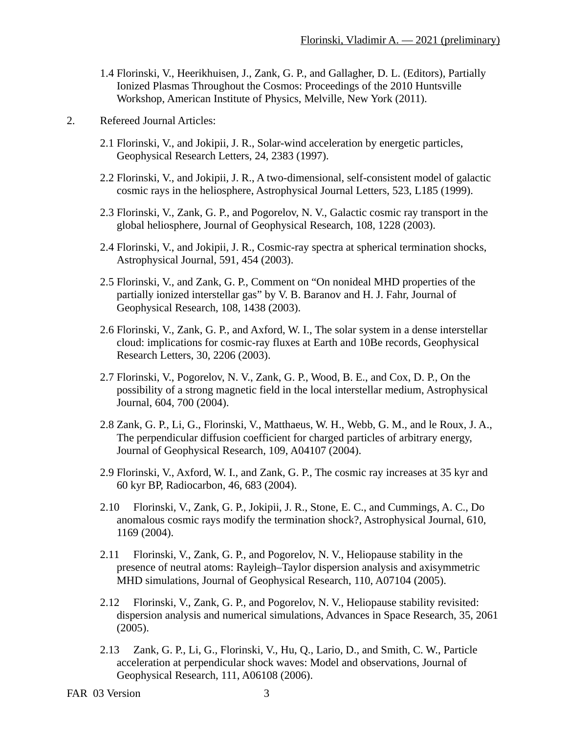1.4 Florinski, V., Heerikhuisen, J., Zank, G. P., and Gallagher, D. L. (Editors), Partially Ionized Plasmas Throughout the Cosmos: Proceedings of the 2010 Huntsville Workshop, American Institute of Physics, Melville, New York (2011).

2. Refereed Journal Articles:

2.1 Florinski, V., and Jokipii, J. R., Solar-wind acceleration by energetic particles, Geophysical Research Letters, 24, 2383 (1997).

2.2 Florinski, V., and Jokipii, J. R., A two-dimensional, self-consistent model of galactic cosmic rays in the heliosphere, Astrophysical Journal Letters, 523, L185 (1999).

2.3 Florinski, V., Zank, G. P., and Pogorelov, N. V., Galactic cosmic ray transport in the global heliosphere, Journal of Geophysical Research, 108, 1228 (2003).

2.4 Florinski, V., and Jokipii, J. R., Cosmic-ray spectra at spherical termination shocks, Astrophysical Journal, 591, 454 (2003).

2.5 Florinski, V., and Zank, G. P., Comment on “On nonideal MHD properties of the partially ionized interstellar gas” by V. B. Baranov and H. J. Fahr, Journal of Geophysical Research, 108, 1438 (2003).

2.6 Florinski, V., Zank, G. P., and Axford, W. I., The solar system in a dense interstellar cloud: implications for cosmic-ray fluxes at Earth and 10Be records, Geophysical Research Letters, 30, 2206 (2003).

2.7 Florinski, V., Pogorelov, N. V., Zank, G. P., Wood, B. E., and Cox, D. P., On the possibility of a strong magnetic field in the local interstellar medium, Astrophysical Journal, 604, 700 (2004).

2.8 Zank, G. P., Li, G., Florinski, V., Matthaeus, W. H., Webb, G. M., and le Roux, J. A., The perpendicular diffusion coefficient for charged particles of arbitrary energy, Journal of Geophysical Research, 109, A04107 (2004).

2.9 Florinski, V., Axford, W. I., and Zank, G. P., The cosmic ray increases at 35 kyr and 60 kyr BP, Radiocarbon, 46, 683 (2004).

2.10 Florinski, V., Zank, G. P., Jokipii, J. R., Stone, E. C., and Cummings, A. C., Do anomalous cosmic rays modify the termination shock?, Astrophysical Journal, 610, 1169 (2004).

2.11 Florinski, V., Zank, G. P., and Pogorelov, N. V., Heliopause stability in the presence of neutral atoms: Rayleigh–Taylor dispersion analysis and axisymmetric MHD simulations, Journal of Geophysical Research, 110, A07104 (2005).

2.12 Florinski, V., Zank, G. P., and Pogorelov, N. V., Heliopause stability revisited: dispersion analysis and numerical simulations, Advances in Space Research, 35, 2061 (2005).

2.13 Zank, G. P., Li, G., Florinski, V., Hu, Q., Lario, D., and Smith, C. W., Particle acceleration at perpendicular shock waves: Model and observations, Journal of Geophysical Research, 111, A06108 (2006).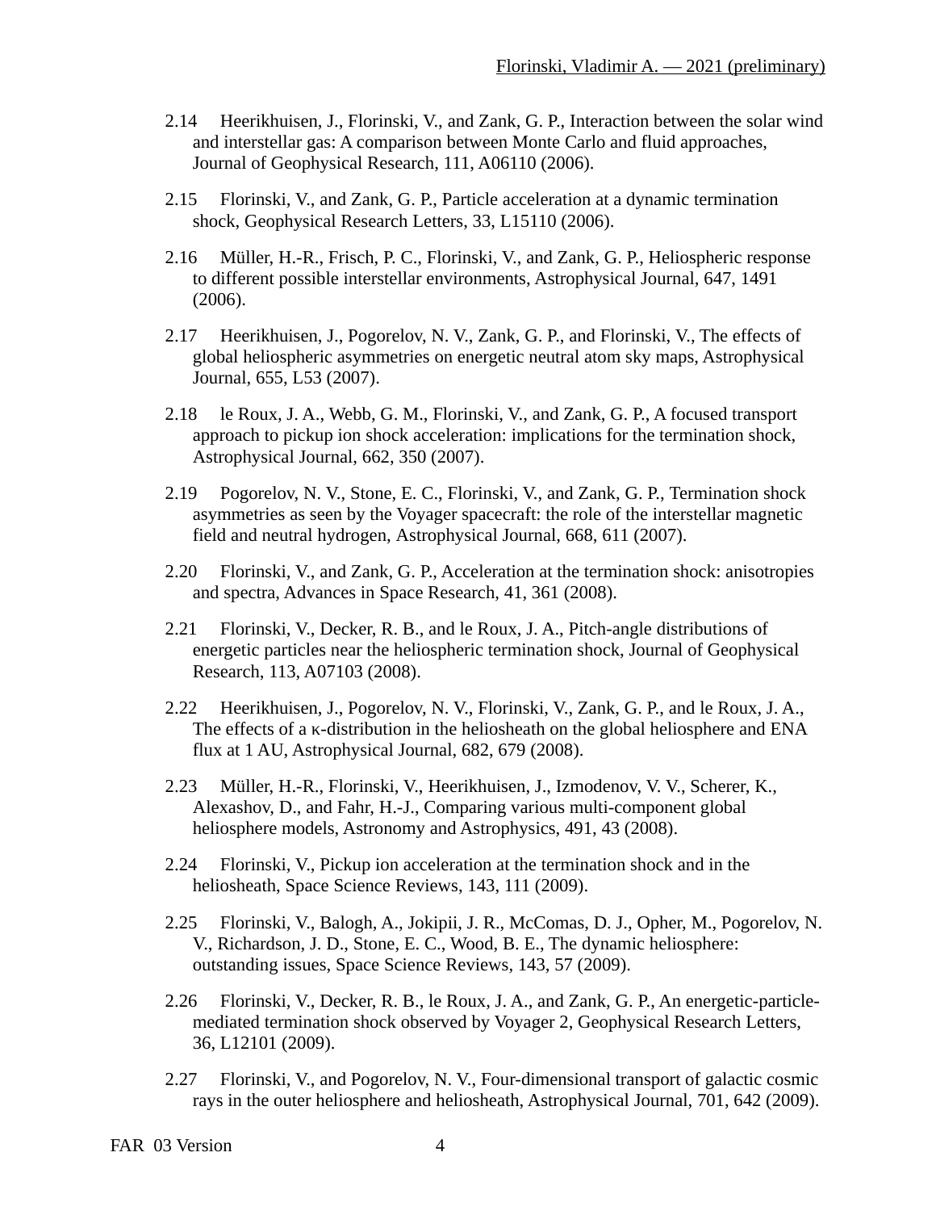2.14 Heerikhuisen, J., Florinski, V., and Zank, G. P., Interaction between the solar wind and interstellar gas: A comparison between Monte Carlo and fluid approaches, Journal of Geophysical Research, 111, A06110 (2006).

2.15 Florinski, V., and Zank, G. P., Particle acceleration at a dynamic termination shock, Geophysical Research Letters, 33, L15110 (2006).

2.16 Müller, H.-R., Frisch, P. C., Florinski, V., and Zank, G. P., Heliospheric response to different possible interstellar environments, Astrophysical Journal, 647, 1491 (2006).

2.17 Heerikhuisen, J., Pogorelov, N. V., Zank, G. P., and Florinski, V., The effects of global heliospheric asymmetries on energetic neutral atom sky maps, Astrophysical Journal, 655, L53 (2007).

2.18 le Roux, J. A., Webb, G. M., Florinski, V., and Zank, G. P., A focused transport approach to pickup ion shock acceleration: implications for the termination shock, Astrophysical Journal, 662, 350 (2007).

2.19 Pogorelov, N. V., Stone, E. C., Florinski, V., and Zank, G. P., Termination shock asymmetries as seen by the Voyager spacecraft: the role of the interstellar magnetic field and neutral hydrogen, Astrophysical Journal, 668, 611 (2007).

2.20 Florinski, V., and Zank, G. P., Acceleration at the termination shock: anisotropies and spectra, Advances in Space Research, 41, 361 (2008).

2.21 Florinski, V., Decker, R. B., and le Roux, J. A., Pitch-angle distributions of energetic particles near the heliospheric termination shock, Journal of Geophysical Research, 113, A07103 (2008).

2.22 Heerikhuisen, J., Pogorelov, N. V., Florinski, V., Zank, G. P., and le Roux, J. A., The effects of a κ-distribution in the heliosheath on the global heliosphere and ENA flux at 1 AU, Astrophysical Journal, 682, 679 (2008).

2.23 Müller, H.-R., Florinski, V., Heerikhuisen, J., Izmodenov, V. V., Scherer, K., Alexashov, D., and Fahr, H.-J., Comparing various multi-component global heliosphere models, Astronomy and Astrophysics, 491, 43 (2008).

2.24 Florinski, V., Pickup ion acceleration at the termination shock and in the heliosheath, Space Science Reviews, 143, 111 (2009).

2.25 Florinski, V., Balogh, A., Jokipii, J. R., McComas, D. J., Opher, M., Pogorelov, N. V., Richardson, J. D., Stone, E. C., Wood, B. E., The dynamic heliosphere: outstanding issues, Space Science Reviews, 143, 57 (2009).

2.26 Florinski, V., Decker, R. B., le Roux, J. A., and Zank, G. P., An energetic-particle-mediated termination shock observed by Voyager 2, Geophysical Research Letters, 36, L12101 (2009).

2.27 Florinski, V., and Pogorelov, N. V., Four-dimensional transport of galactic cosmic rays in the outer heliosphere and heliosheath, Astrophysical Journal, 701, 642 (2009).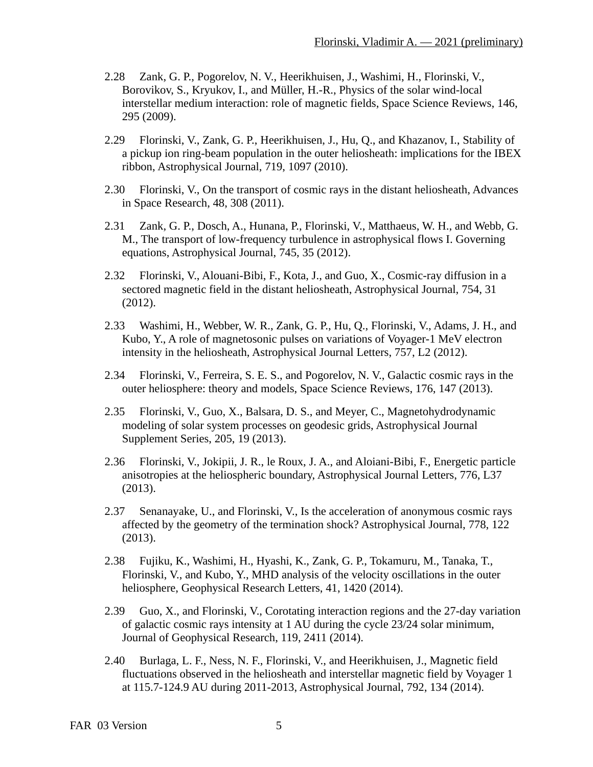2.28 Zank, G. P., Pogorelov, N. V., Heerikhuisen, J., Washimi, H., Florinski, V., Borovikov, S., Kryukov, I., and Müller, H.-R., Physics of the solar wind-local interstellar medium interaction: role of magnetic fields, Space Science Reviews, 146, 295 (2009).

2.29 Florinski, V., Zank, G. P., Heerikhuisen, J., Hu, Q., and Khazanov, I., Stability of a pickup ion ring-beam population in the outer heliosheath: implications for the IBEX ribbon, Astrophysical Journal, 719, 1097 (2010).

2.30 Florinski, V., On the transport of cosmic rays in the distant heliosheath, Advances in Space Research, 48, 308 (2011).

2.31 Zank, G. P., Dosch, A., Hunana, P., Florinski, V., Matthaeus, W. H., and Webb, G. M., The transport of low-frequency turbulence in astrophysical flows I. Governing equations, Astrophysical Journal, 745, 35 (2012).

2.32 Florinski, V., Alouani-Bibi, F., Kota, J., and Guo, X., Cosmic-ray diffusion in a sectored magnetic field in the distant heliosheath, Astrophysical Journal, 754, 31 (2012).

2.33 Washimi, H., Webber, W. R., Zank, G. P., Hu, Q., Florinski, V., Adams, J. H., and Kubo, Y., A role of magnetosonic pulses on variations of Voyager-1 MeV electron intensity in the heliosheath, Astrophysical Journal Letters, 757, L2 (2012).

2.34 Florinski, V., Ferreira, S. E. S., and Pogorelov, N. V., Galactic cosmic rays in the outer heliosphere: theory and models, Space Science Reviews, 176, 147 (2013).

2.35 Florinski, V., Guo, X., Balsara, D. S., and Meyer, C., Magnetohydrodynamic modeling of solar system processes on geodesic grids, Astrophysical Journal Supplement Series, 205, 19 (2013).

2.36 Florinski, V., Jokipii, J. R., le Roux, J. A., and Aloiani-Bibi, F., Energetic particle anisotropies at the heliospheric boundary, Astrophysical Journal Letters, 776, L37 (2013).

2.37 Senanayake, U., and Florinski, V., Is the acceleration of anonymous cosmic rays affected by the geometry of the termination shock? Astrophysical Journal, 778, 122 (2013).

2.38 Fujiku, K., Washimi, H., Hyashi, K., Zank, G. P., Tokamuru, M., Tanaka, T., Florinski, V., and Kubo, Y., MHD analysis of the velocity oscillations in the outer heliosphere, Geophysical Research Letters, 41, 1420 (2014).

2.39 Guo, X., and Florinski, V., Corotating interaction regions and the 27-day variation of galactic cosmic rays intensity at 1 AU during the cycle 23/24 solar minimum, Journal of Geophysical Research, 119, 2411 (2014).

2.40 Burlaga, L. F., Ness, N. F., Florinski, V., and Heerikhuisen, J., Magnetic field fluctuations observed in the heliosheath and interstellar magnetic field by Voyager 1 at 115.7-124.9 AU during 2011-2013, Astrophysical Journal, 792, 134 (2014).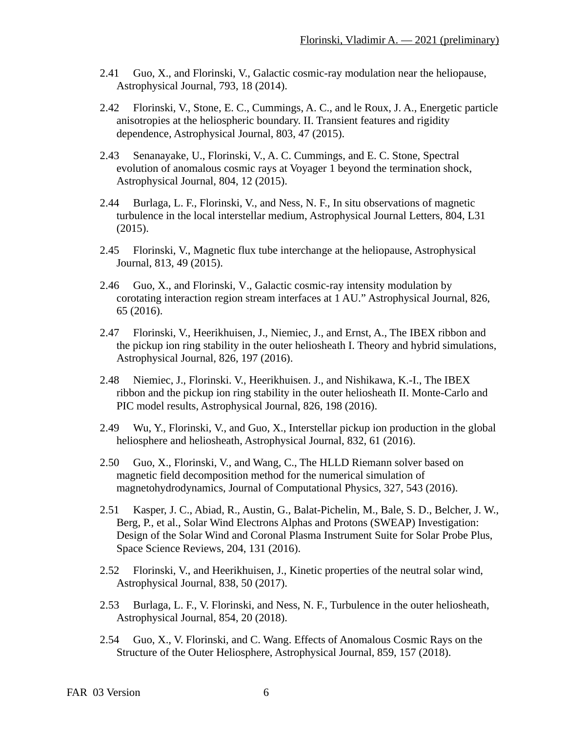2.41 Guo, X., and Florinski, V., Galactic cosmic-ray modulation near the heliopause, Astrophysical Journal, 793, 18 (2014).

2.42 Florinski, V., Stone, E. C., Cummings, A. C., and le Roux, J. A., Energetic particle anisotropies at the heliospheric boundary. II. Transient features and rigidity dependence, Astrophysical Journal, 803, 47 (2015).

2.43 Senanayake, U., Florinski, V., A. C. Cummings, and E. C. Stone, Spectral evolution of anomalous cosmic rays at Voyager 1 beyond the termination shock, Astrophysical Journal, 804, 12 (2015).

2.44 Burlaga, L. F., Florinski, V., and Ness, N. F., In situ observations of magnetic turbulence in the local interstellar medium, Astrophysical Journal Letters, 804, L31 (2015).

2.45 Florinski, V., Magnetic flux tube interchange at the heliopause, Astrophysical Journal, 813, 49 (2015).

2.46 Guo, X., and Florinski, V., Galactic cosmic-ray intensity modulation by corotating interaction region stream interfaces at 1 AU." Astrophysical Journal, 826, 65 (2016).

2.47 Florinski, V., Heerikhuisen, J., Niemiec, J., and Ernst, A., The IBEX ribbon and the pickup ion ring stability in the outer heliosheath I. Theory and hybrid simulations, Astrophysical Journal, 826, 197 (2016).

2.48 Niemiec, J., Florinski. V., Heerikhuisen. J., and Nishikawa, K.-I., The IBEX ribbon and the pickup ion ring stability in the outer heliosheath II. Monte-Carlo and PIC model results, Astrophysical Journal, 826, 198 (2016).

2.49 Wu, Y., Florinski, V., and Guo, X., Interstellar pickup ion production in the global heliosphere and heliosheath, Astrophysical Journal, 832, 61 (2016).

2.50 Guo, X., Florinski, V., and Wang, C., The HLLD Riemann solver based on magnetic field decomposition method for the numerical simulation of magnetohydrodynamics, Journal of Computational Physics, 327, 543 (2016).

2.51 Kasper, J. C., Abiad, R., Austin, G., Balat-Pichelin, M., Bale, S. D., Belcher, J. W., Berg, P., et al., Solar Wind Electrons Alphas and Protons (SWEAP) Investigation: Design of the Solar Wind and Coronal Plasma Instrument Suite for Solar Probe Plus, Space Science Reviews, 204, 131 (2016).

2.52 Florinski, V., and Heerikhuisen, J., Kinetic properties of the neutral solar wind, Astrophysical Journal, 838, 50 (2017).

2.53 Burlaga, L. F., V. Florinski, and Ness, N. F., Turbulence in the outer heliosheath, Astrophysical Journal, 854, 20 (2018).

2.54 Guo, X., V. Florinski, and C. Wang. Effects of Anomalous Cosmic Rays on the Structure of the Outer Heliosphere, Astrophysical Journal, 859, 157 (2018).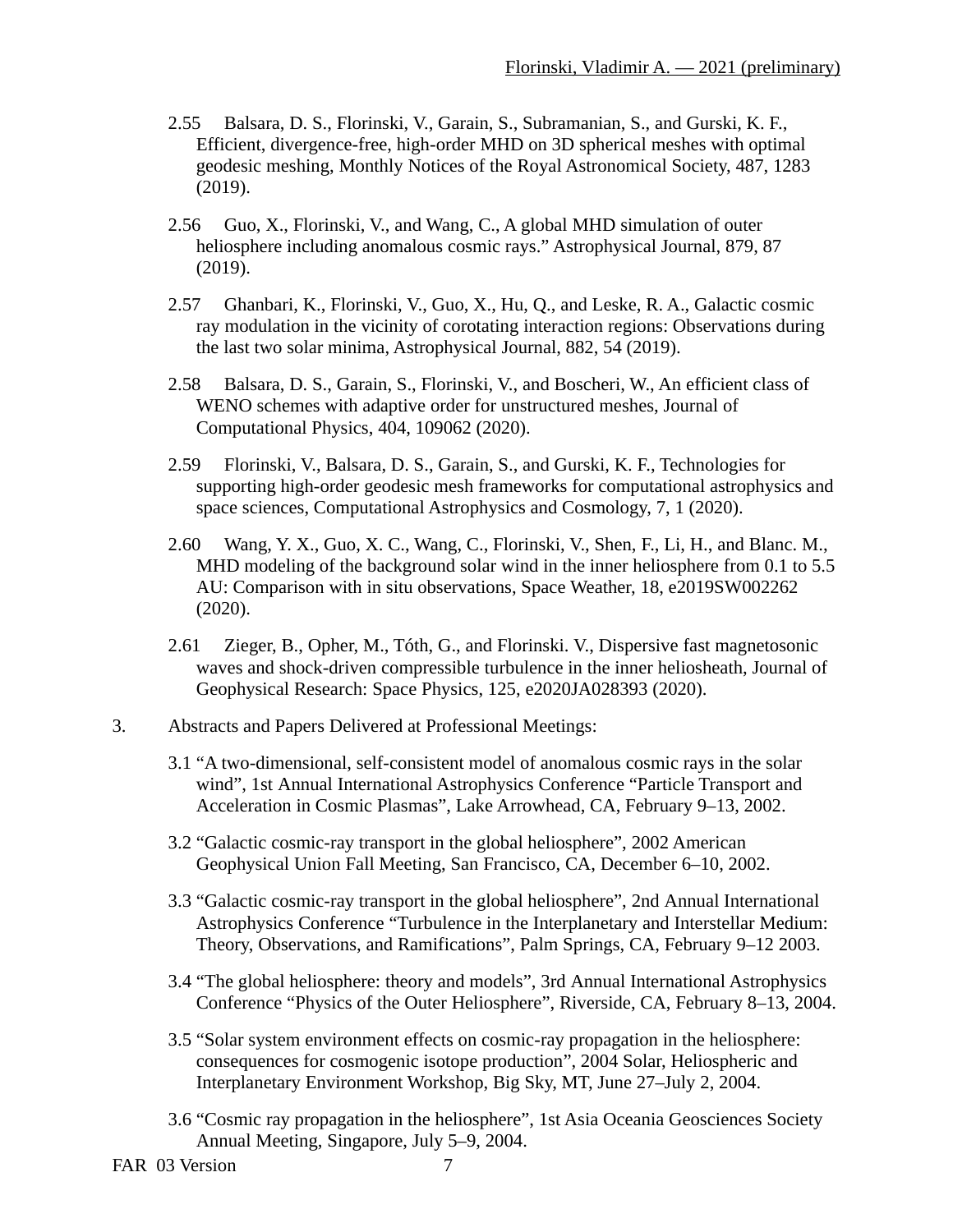2.55 Balsara, D. S., Florinski, V., Garain, S., Subramanian, S., and Gurski, K. F., Efficient, divergence-free, high-order MHD on 3D spherical meshes with optimal geodesic meshing, Monthly Notices of the Royal Astronomical Society, 487, 1283 (2019).

2.56 Guo, X., Florinski, V., and Wang, C., A global MHD simulation of outer heliosphere including anomalous cosmic rays." Astrophysical Journal, 879, 87 (2019).

2.57 Ghanbari, K., Florinski, V., Guo, X., Hu, Q., and Leske, R. A., Galactic cosmic ray modulation in the vicinity of corotating interaction regions: Observations during the last two solar minima, Astrophysical Journal, 882, 54 (2019).

2.58 Balsara, D. S., Garain, S., Florinski, V., and Boscheri, W., An efficient class of WENO schemes with adaptive order for unstructured meshes, Journal of Computational Physics, 404, 109062 (2020).

2.59 Florinski, V., Balsara, D. S., Garain, S., and Gurski, K. F., Technologies for supporting high-order geodesic mesh frameworks for computational astrophysics and space sciences, Computational Astrophysics and Cosmology, 7, 1 (2020).

2.60 Wang, Y. X., Guo, X. C., Wang, C., Florinski, V., Shen, F., Li, H., and Blanc. M., MHD modeling of the background solar wind in the inner heliosphere from 0.1 to 5.5 AU: Comparison with in situ observations, Space Weather, 18, e2019SW002262 (2020).

2.61 Zieger, B., Opher, M., Tóth, G., and Florinski. V., Dispersive fast magnetosonic waves and shock-driven compressible turbulence in the inner heliosheath, Journal of Geophysical Research: Space Physics, 125, e2020JA028393 (2020).

3. Abstracts and Papers Delivered at Professional Meetings:

3.1 "A two-dimensional, self-consistent model of anomalous cosmic rays in the solar wind", 1st Annual International Astrophysics Conference "Particle Transport and Acceleration in Cosmic Plasmas", Lake Arrowhead, CA, February 9–13, 2002.

3.2 "Galactic cosmic-ray transport in the global heliosphere", 2002 American Geophysical Union Fall Meeting, San Francisco, CA, December 6–10, 2002.

3.3 "Galactic cosmic-ray transport in the global heliosphere", 2nd Annual International Astrophysics Conference "Turbulence in the Interplanetary and Interstellar Medium: Theory, Observations, and Ramifications", Palm Springs, CA, February 9–12 2003.

3.4 "The global heliosphere: theory and models", 3rd Annual International Astrophysics Conference "Physics of the Outer Heliosphere", Riverside, CA, February 8–13, 2004.

3.5 "Solar system environment effects on cosmic-ray propagation in the heliosphere: consequences for cosmogenic isotope production", 2004 Solar, Heliospheric and Interplanetary Environment Workshop, Big Sky, MT, June 27–July 2, 2004.

3.6 "Cosmic ray propagation in the heliosphere", 1st Asia Oceania Geosciences Society Annual Meeting, Singapore, July 5–9, 2004.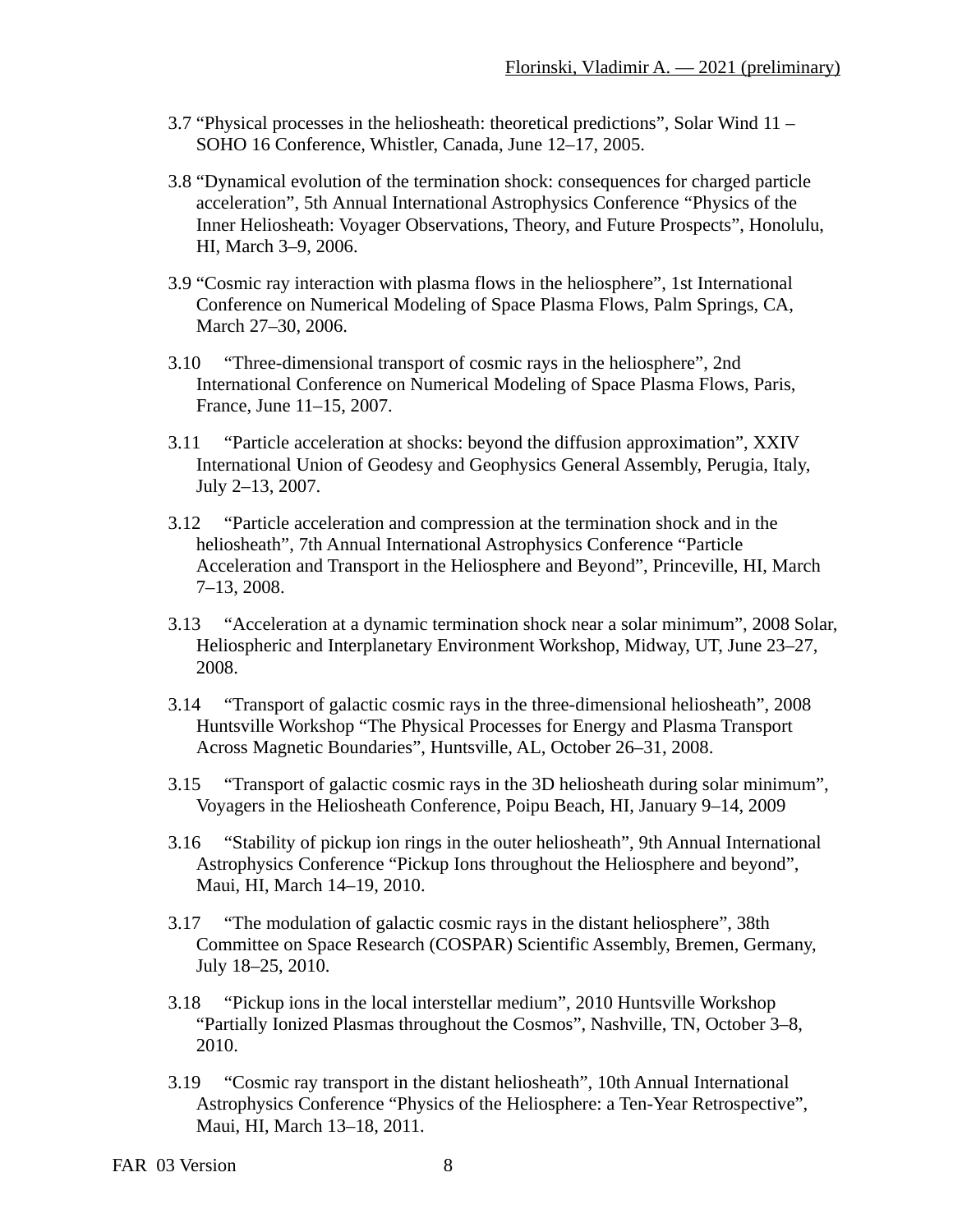3.7 “Physical processes in the heliosheath: theoretical predictions”, Solar Wind 11 – SOHO 16 Conference, Whistler, Canada, June 12–17, 2005.

3.8 “Dynamical evolution of the termination shock: consequences for charged particle acceleration”, 5th Annual International Astrophysics Conference “Physics of the Inner Heliosheath: Voyager Observations, Theory, and Future Prospects”, Honolulu, HI, March 3–9, 2006.

3.9 “Cosmic ray interaction with plasma flows in the heliosphere”, 1st International Conference on Numerical Modeling of Space Plasma Flows, Palm Springs, CA, March 27–30, 2006.

3.10 “Three-dimensional transport of cosmic rays in the heliosphere”, 2nd International Conference on Numerical Modeling of Space Plasma Flows, Paris, France, June 11–15, 2007.

3.11 “Particle acceleration at shocks: beyond the diffusion approximation”, XXIV International Union of Geodesy and Geophysics General Assembly, Perugia, Italy, July 2–13, 2007.

3.12 “Particle acceleration and compression at the termination shock and in the heliosheath”, 7th Annual International Astrophysics Conference “Particle Acceleration and Transport in the Heliosphere and Beyond”, Princeville, HI, March 7–13, 2008.

3.13 “Acceleration at a dynamic termination shock near a solar minimum”, 2008 Solar, Heliospheric and Interplanetary Environment Workshop, Midway, UT, June 23–27, 2008.

3.14 “Transport of galactic cosmic rays in the three-dimensional heliosheath”, 2008 Huntsville Workshop “The Physical Processes for Energy and Plasma Transport Across Magnetic Boundaries”, Huntsville, AL, October 26–31, 2008.

3.15 “Transport of galactic cosmic rays in the 3D heliosheath during solar minimum”, Voyagers in the Heliosheath Conference, Poipu Beach, HI, January 9–14, 2009

3.16 “Stability of pickup ion rings in the outer heliosheath”, 9th Annual International Astrophysics Conference “Pickup Ions throughout the Heliosphere and beyond”, Maui, HI, March 14–19, 2010.

3.17 “The modulation of galactic cosmic rays in the distant heliosphere”, 38th Committee on Space Research (COSPAR) Scientific Assembly, Bremen, Germany, July 18–25, 2010.

3.18 “Pickup ions in the local interstellar medium”, 2010 Huntsville Workshop “Partially Ionized Plasmas throughout the Cosmos”, Nashville, TN, October 3–8, 2010.

3.19 “Cosmic ray transport in the distant heliosheath”, 10th Annual International Astrophysics Conference “Physics of the Heliosphere: a Ten-Year Retrospective”, Maui, HI, March 13–18, 2011.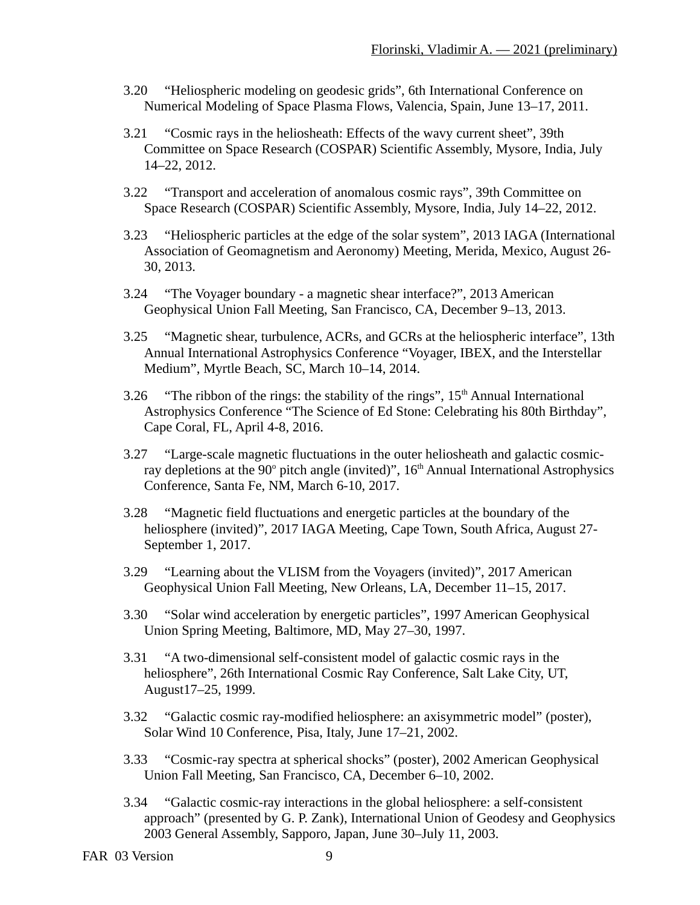3.20 “Heliospheric modeling on geodesic grids”, 6th International Conference on Numerical Modeling of Space Plasma Flows, Valencia, Spain, June 13–17, 2011.

3.21 “Cosmic rays in the heliosheath: Effects of the wavy current sheet”, 39th Committee on Space Research (COSPAR) Scientific Assembly, Mysore, India, July 14–22, 2012.

3.22 “Transport and acceleration of anomalous cosmic rays”, 39th Committee on Space Research (COSPAR) Scientific Assembly, Mysore, India, July 14–22, 2012.

3.23 “Heliospheric particles at the edge of the solar system”, 2013 IAGA (International Association of Geomagnetism and Aeronomy) Meeting, Merida, Mexico, August 26-30, 2013.

3.24 “The Voyager boundary - a magnetic shear interface?”, 2013 American Geophysical Union Fall Meeting, San Francisco, CA, December 9–13, 2013.

3.25 “Magnetic shear, turbulence, ACRs, and GCRs at the heliospheric interface”, 13th Annual International Astrophysics Conference “Voyager, IBEX, and the Interstellar Medium”, Myrtle Beach, SC, March 10–14, 2014.

3.26 “The ribbon of the rings: the stability of the rings”, 15th Annual International Astrophysics Conference “The Science of Ed Stone: Celebrating his 80th Birthday”, Cape Coral, FL, April 4-8, 2016.

3.27 “Large-scale magnetic fluctuations in the outer heliosheath and galactic cosmic-ray depletions at the 90$^{o}$ pitch angle (invited)”, 16th Annual International Astrophysics Conference, Santa Fe, NM, March 6-10, 2017.

3.28 “Magnetic field fluctuations and energetic particles at the boundary of the heliosphere (invited)”, 2017 IAGA Meeting, Cape Town, South Africa, August 27-September 1, 2017.

3.29 “Learning about the VLISM from the Voyagers (invited)”, 2017 American Geophysical Union Fall Meeting, New Orleans, LA, December 11–15, 2017.

3.30 “Solar wind acceleration by energetic particles”, 1997 American Geophysical Union Spring Meeting, Baltimore, MD, May 27–30, 1997.

3.31 “A two-dimensional self-consistent model of galactic cosmic rays in the heliosphere”, 26th International Cosmic Ray Conference, Salt Lake City, UT, August17–25, 1999.

3.32 “Galactic cosmic ray-modified heliosphere: an axisymmetric model” (poster), Solar Wind 10 Conference, Pisa, Italy, June 17–21, 2002.

3.33 “Cosmic-ray spectra at spherical shocks” (poster), 2002 American Geophysical Union Fall Meeting, San Francisco, CA, December 6–10, 2002.

3.34 “Galactic cosmic-ray interactions in the global heliosphere: a self-consistent approach” (presented by G. P. Zank), International Union of Geodesy and Geophysics 2003 General Assembly, Sapporo, Japan, June 30–July 11, 2003.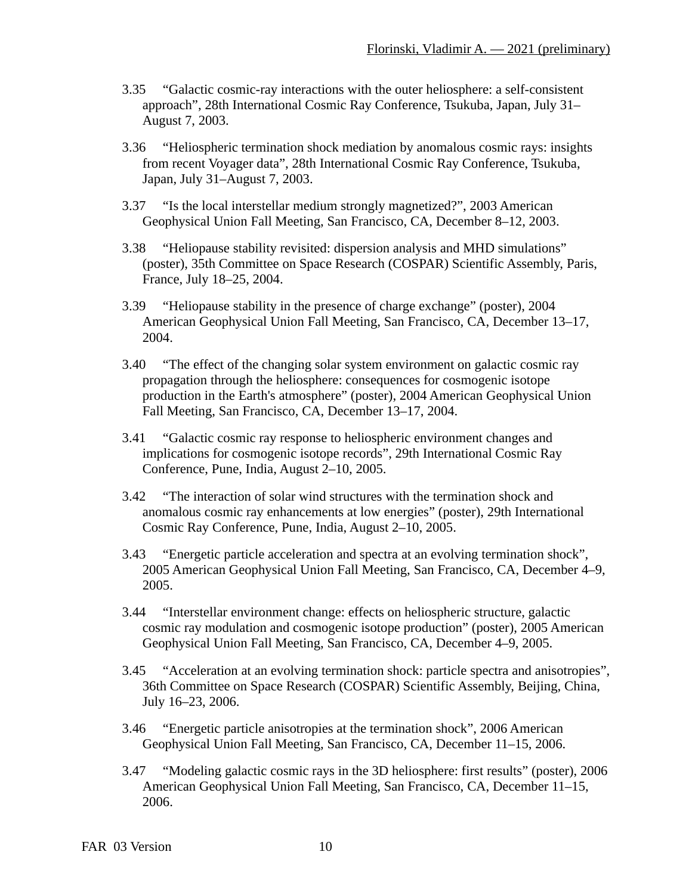3.35 “Galactic cosmic-ray interactions with the outer heliosphere: a self-consistent approach”, 28th International Cosmic Ray Conference, Tsukuba, Japan, July 31–August 7, 2003.

3.36 “Heliospheric termination shock mediation by anomalous cosmic rays: insights from recent Voyager data”, 28th International Cosmic Ray Conference, Tsukuba, Japan, July 31–August 7, 2003.

3.37 “Is the local interstellar medium strongly magnetized?”, 2003 American Geophysical Union Fall Meeting, San Francisco, CA, December 8–12, 2003.

3.38 “Heliopause stability revisited: dispersion analysis and MHD simulations” (poster), 35th Committee on Space Research (COSPAR) Scientific Assembly, Paris, France, July 18–25, 2004.

3.39 “Heliopause stability in the presence of charge exchange” (poster), 2004 American Geophysical Union Fall Meeting, San Francisco, CA, December 13–17, 2004.

3.40 “The effect of the changing solar system environment on galactic cosmic ray propagation through the heliosphere: consequences for cosmogenic isotope production in the Earth's atmosphere” (poster), 2004 American Geophysical Union Fall Meeting, San Francisco, CA, December 13–17, 2004.

3.41 “Galactic cosmic ray response to heliospheric environment changes and implications for cosmogenic isotope records”, 29th International Cosmic Ray Conference, Pune, India, August 2–10, 2005.

3.42 “The interaction of solar wind structures with the termination shock and anomalous cosmic ray enhancements at low energies” (poster), 29th International Cosmic Ray Conference, Pune, India, August 2–10, 2005.

3.43 “Energetic particle acceleration and spectra at an evolving termination shock”, 2005 American Geophysical Union Fall Meeting, San Francisco, CA, December 4–9, 2005.

3.44 “Interstellar environment change: effects on heliospheric structure, galactic cosmic ray modulation and cosmogenic isotope production” (poster), 2005 American Geophysical Union Fall Meeting, San Francisco, CA, December 4–9, 2005.

3.45 “Acceleration at an evolving termination shock: particle spectra and anisotropies”, 36th Committee on Space Research (COSPAR) Scientific Assembly, Beijing, China, July 16–23, 2006.

3.46 “Energetic particle anisotropies at the termination shock”, 2006 American Geophysical Union Fall Meeting, San Francisco, CA, December 11–15, 2006.

3.47 “Modeling galactic cosmic rays in the 3D heliosphere: first results” (poster), 2006 American Geophysical Union Fall Meeting, San Francisco, CA, December 11–15, 2006.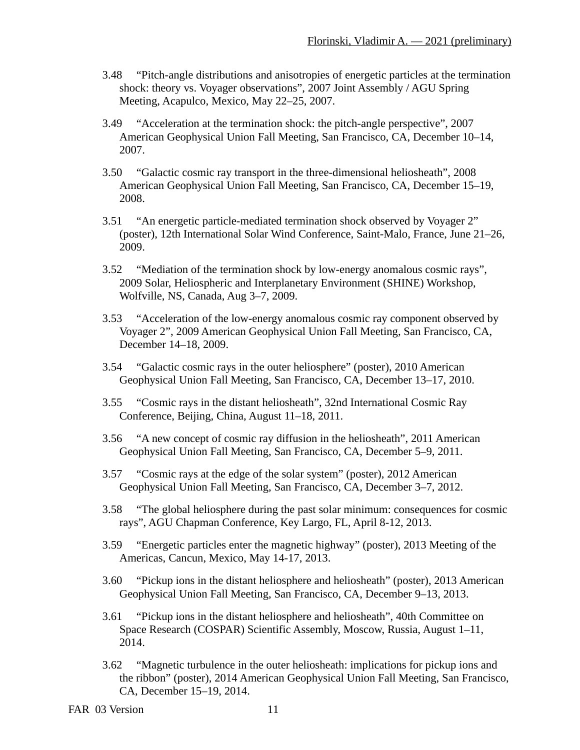3.48 “Pitch-angle distributions and anisotropies of energetic particles at the termination shock: theory vs. Voyager observations”, 2007 Joint Assembly / AGU Spring Meeting, Acapulco, Mexico, May 22–25, 2007.

3.49 “Acceleration at the termination shock: the pitch-angle perspective”, 2007 American Geophysical Union Fall Meeting, San Francisco, CA, December 10–14, 2007.

3.50 “Galactic cosmic ray transport in the three-dimensional heliosheath”, 2008 American Geophysical Union Fall Meeting, San Francisco, CA, December 15–19, 2008.

3.51 “An energetic particle-mediated termination shock observed by Voyager 2” (poster), 12th International Solar Wind Conference, Saint-Malo, France, June 21–26, 2009.

3.52 “Mediation of the termination shock by low-energy anomalous cosmic rays”, 2009 Solar, Heliospheric and Interplanetary Environment (SHINE) Workshop, Wolfville, NS, Canada, Aug 3–7, 2009.

3.53 “Acceleration of the low-energy anomalous cosmic ray component observed by Voyager 2”, 2009 American Geophysical Union Fall Meeting, San Francisco, CA, December 14–18, 2009.

3.54 “Galactic cosmic rays in the outer heliosphere” (poster), 2010 American Geophysical Union Fall Meeting, San Francisco, CA, December 13–17, 2010.

3.55 “Cosmic rays in the distant heliosheath”, 32nd International Cosmic Ray Conference, Beijing, China, August 11–18, 2011.

3.56 “A new concept of cosmic ray diffusion in the heliosheath”, 2011 American Geophysical Union Fall Meeting, San Francisco, CA, December 5–9, 2011.

3.57 “Cosmic rays at the edge of the solar system” (poster), 2012 American Geophysical Union Fall Meeting, San Francisco, CA, December 3–7, 2012.

3.58 “The global heliosphere during the past solar minimum: consequences for cosmic rays”, AGU Chapman Conference, Key Largo, FL, April 8-12, 2013.

3.59 “Energetic particles enter the magnetic highway” (poster), 2013 Meeting of the Americas, Cancun, Mexico, May 14-17, 2013.

3.60 “Pickup ions in the distant heliosphere and heliosheath” (poster), 2013 American Geophysical Union Fall Meeting, San Francisco, CA, December 9–13, 2013.

3.61 “Pickup ions in the distant heliosphere and heliosheath”, 40th Committee on Space Research (COSPAR) Scientific Assembly, Moscow, Russia, August 1–11, 2014.

3.62 “Magnetic turbulence in the outer heliosheath: implications for pickup ions and the ribbon” (poster), 2014 American Geophysical Union Fall Meeting, San Francisco, CA, December 15–19, 2014.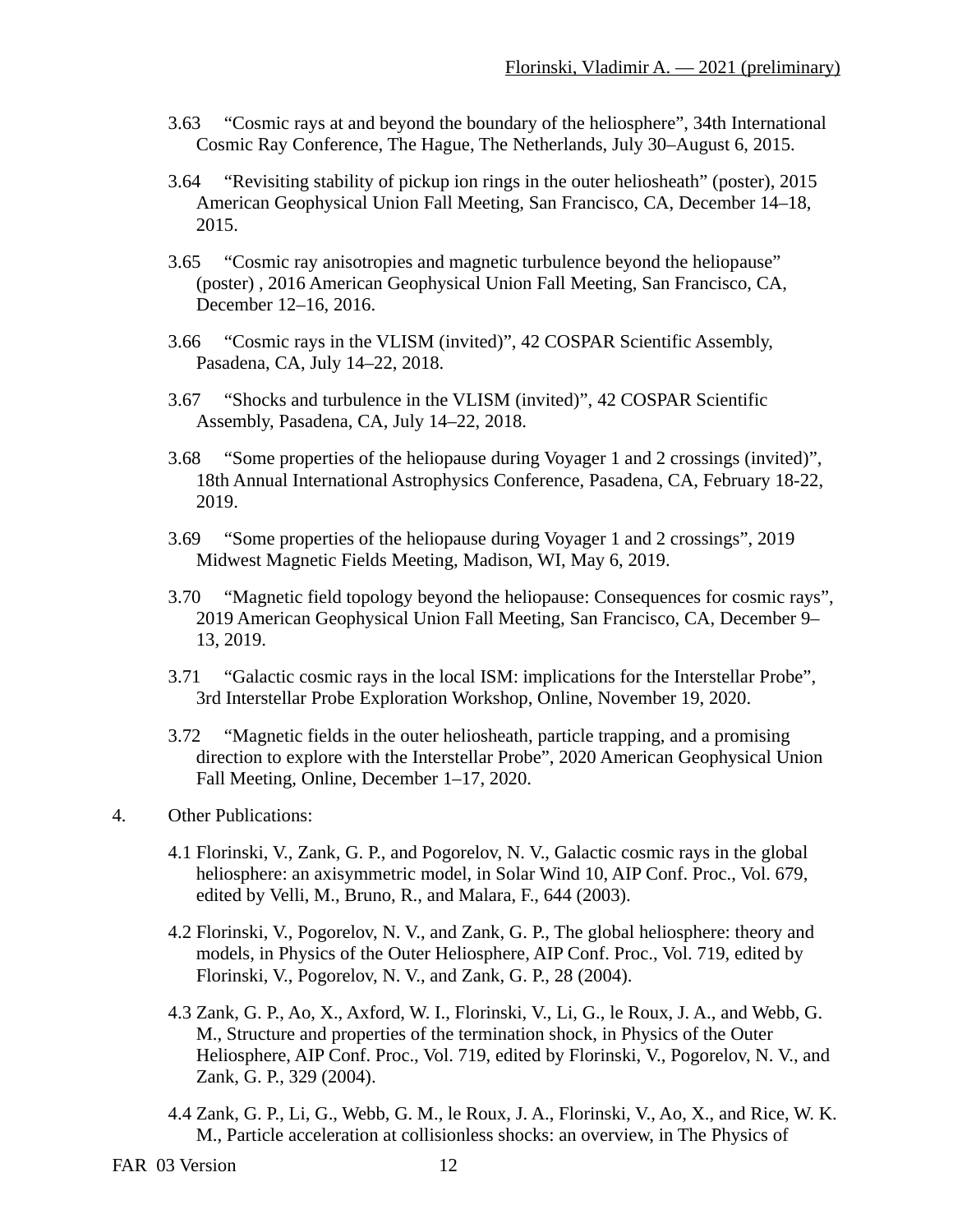3.63 “Cosmic rays at and beyond the boundary of the heliosphere”, 34th International Cosmic Ray Conference, The Hague, The Netherlands, July 30–August 6, 2015.

3.64 “Revisiting stability of pickup ion rings in the outer heliosheath” (poster), 2015 American Geophysical Union Fall Meeting, San Francisco, CA, December 14–18, 2015.

3.65 “Cosmic ray anisotropies and magnetic turbulence beyond the heliopause” (poster) , 2016 American Geophysical Union Fall Meeting, San Francisco, CA, December 12–16, 2016.

3.66 “Cosmic rays in the VLISM (invited)”, 42 COSPAR Scientific Assembly, Pasadena, CA, July 14–22, 2018.

3.67 “Shocks and turbulence in the VLISM (invited)”, 42 COSPAR Scientific Assembly, Pasadena, CA, July 14–22, 2018.

3.68 “Some properties of the heliopause during Voyager 1 and 2 crossings (invited)”, 18th Annual International Astrophysics Conference, Pasadena, CA, February 18-22, 2019.

3.69 “Some properties of the heliopause during Voyager 1 and 2 crossings”, 2019 Midwest Magnetic Fields Meeting, Madison, WI, May 6, 2019.

3.70 “Magnetic field topology beyond the heliopause: Consequences for cosmic rays”, 2019 American Geophysical Union Fall Meeting, San Francisco, CA, December 9–13, 2019.

3.71 “Galactic cosmic rays in the local ISM: implications for the Interstellar Probe”, 3rd Interstellar Probe Exploration Workshop, Online, November 19, 2020.

3.72 “Magnetic fields in the outer heliosheath, particle trapping, and a promising direction to explore with the Interstellar Probe”, 2020 American Geophysical Union Fall Meeting, Online, December 1–17, 2020.

4. Other Publications:

4.1 Florinski, V., Zank, G. P., and Pogorelov, N. V., Galactic cosmic rays in the global heliosphere: an axisymmetric model, in Solar Wind 10, AIP Conf. Proc., Vol. 679, edited by Velli, M., Bruno, R., and Malara, F., 644 (2003).

4.2 Florinski, V., Pogorelov, N. V., and Zank, G. P., The global heliosphere: theory and models, in Physics of the Outer Heliosphere, AIP Conf. Proc., Vol. 719, edited by Florinski, V., Pogorelov, N. V., and Zank, G. P., 28 (2004).

4.3 Zank, G. P., Ao, X., Axford, W. I., Florinski, V., Li, G., le Roux, J. A., and Webb, G. M., Structure and properties of the termination shock, in Physics of the Outer Heliosphere, AIP Conf. Proc., Vol. 719, edited by Florinski, V., Pogorelov, N. V., and Zank, G. P., 329 (2004).

4.4 Zank, G. P., Li, G., Webb, G. M., le Roux, J. A., Florinski, V., Ao, X., and Rice, W. K. M., Particle acceleration at collisionless shocks: an overview, in The Physics of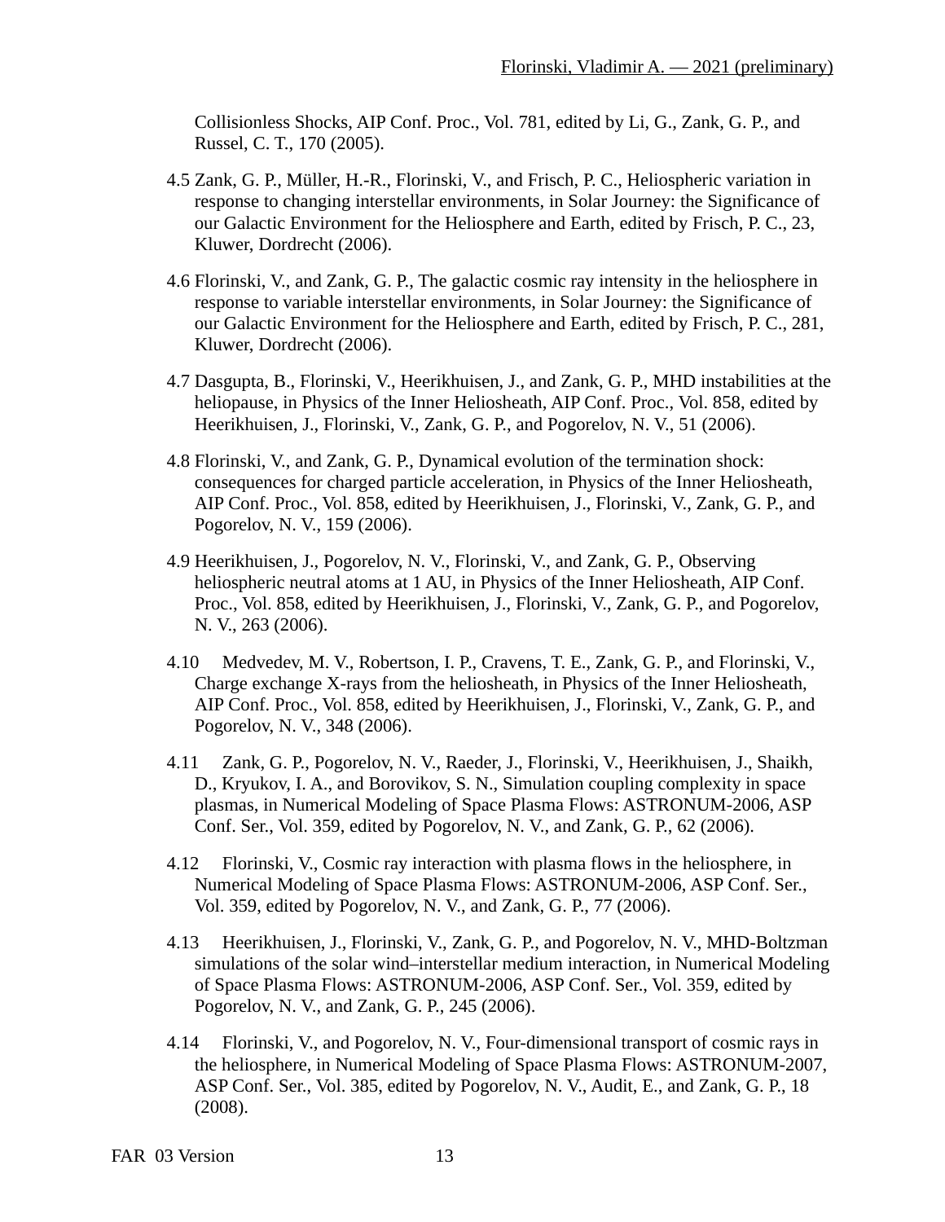Collisionless Shocks, AIP Conf. Proc., Vol. 781, edited by Li, G., Zank, G. P., and Russel, C. T., 170 (2005).

4.5 Zank, G. P., Müller, H.-R., Florinski, V., and Frisch, P. C., Heliospheric variation in response to changing interstellar environments, in Solar Journey: the Significance of our Galactic Environment for the Heliosphere and Earth, edited by Frisch, P. C., 23, Kluwer, Dordrecht (2006).

4.6 Florinski, V., and Zank, G. P., The galactic cosmic ray intensity in the heliosphere in response to variable interstellar environments, in Solar Journey: the Significance of our Galactic Environment for the Heliosphere and Earth, edited by Frisch, P. C., 281, Kluwer, Dordrecht (2006).

4.7 Dasgupta, B., Florinski, V., Heerikhuisen, J., and Zank, G. P., MHD instabilities at the heliopause, in Physics of the Inner Heliosheath, AIP Conf. Proc., Vol. 858, edited by Heerikhuisen, J., Florinski, V., Zank, G. P., and Pogorelov, N. V., 51 (2006).

4.8 Florinski, V., and Zank, G. P., Dynamical evolution of the termination shock: consequences for charged particle acceleration, in Physics of the Inner Heliosheath, AIP Conf. Proc., Vol. 858, edited by Heerikhuisen, J., Florinski, V., Zank, G. P., and Pogorelov, N. V., 159 (2006).

4.9 Heerikhuisen, J., Pogorelov, N. V., Florinski, V., and Zank, G. P., Observing heliospheric neutral atoms at 1 AU, in Physics of the Inner Heliosheath, AIP Conf. Proc., Vol. 858, edited by Heerikhuisen, J., Florinski, V., Zank, G. P., and Pogorelov, N. V., 263 (2006).

4.10 Medvedev, M. V., Robertson, I. P., Cravens, T. E., Zank, G. P., and Florinski, V., Charge exchange X-rays from the heliosheath, in Physics of the Inner Heliosheath, AIP Conf. Proc., Vol. 858, edited by Heerikhuisen, J., Florinski, V., Zank, G. P., and Pogorelov, N. V., 348 (2006).

4.11 Zank, G. P., Pogorelov, N. V., Raeder, J., Florinski, V., Heerikhuisen, J., Shaikh, D., Kryukov, I. A., and Borovikov, S. N., Simulation coupling complexity in space plasmas, in Numerical Modeling of Space Plasma Flows: ASTRONUM-2006, ASP Conf. Ser., Vol. 359, edited by Pogorelov, N. V., and Zank, G. P., 62 (2006).

4.12 Florinski, V., Cosmic ray interaction with plasma flows in the heliosphere, in Numerical Modeling of Space Plasma Flows: ASTRONUM-2006, ASP Conf. Ser., Vol. 359, edited by Pogorelov, N. V., and Zank, G. P., 77 (2006).

4.13 Heerikhuisen, J., Florinski, V., Zank, G. P., and Pogorelov, N. V., MHD-Boltzman simulations of the solar wind–interstellar medium interaction, in Numerical Modeling of Space Plasma Flows: ASTRONUM-2006, ASP Conf. Ser., Vol. 359, edited by Pogorelov, N. V., and Zank, G. P., 245 (2006).

4.14 Florinski, V., and Pogorelov, N. V., Four-dimensional transport of cosmic rays in the heliosphere, in Numerical Modeling of Space Plasma Flows: ASTRONUM-2007, ASP Conf. Ser., Vol. 385, edited by Pogorelov, N. V., Audit, E., and Zank, G. P., 18 (2008).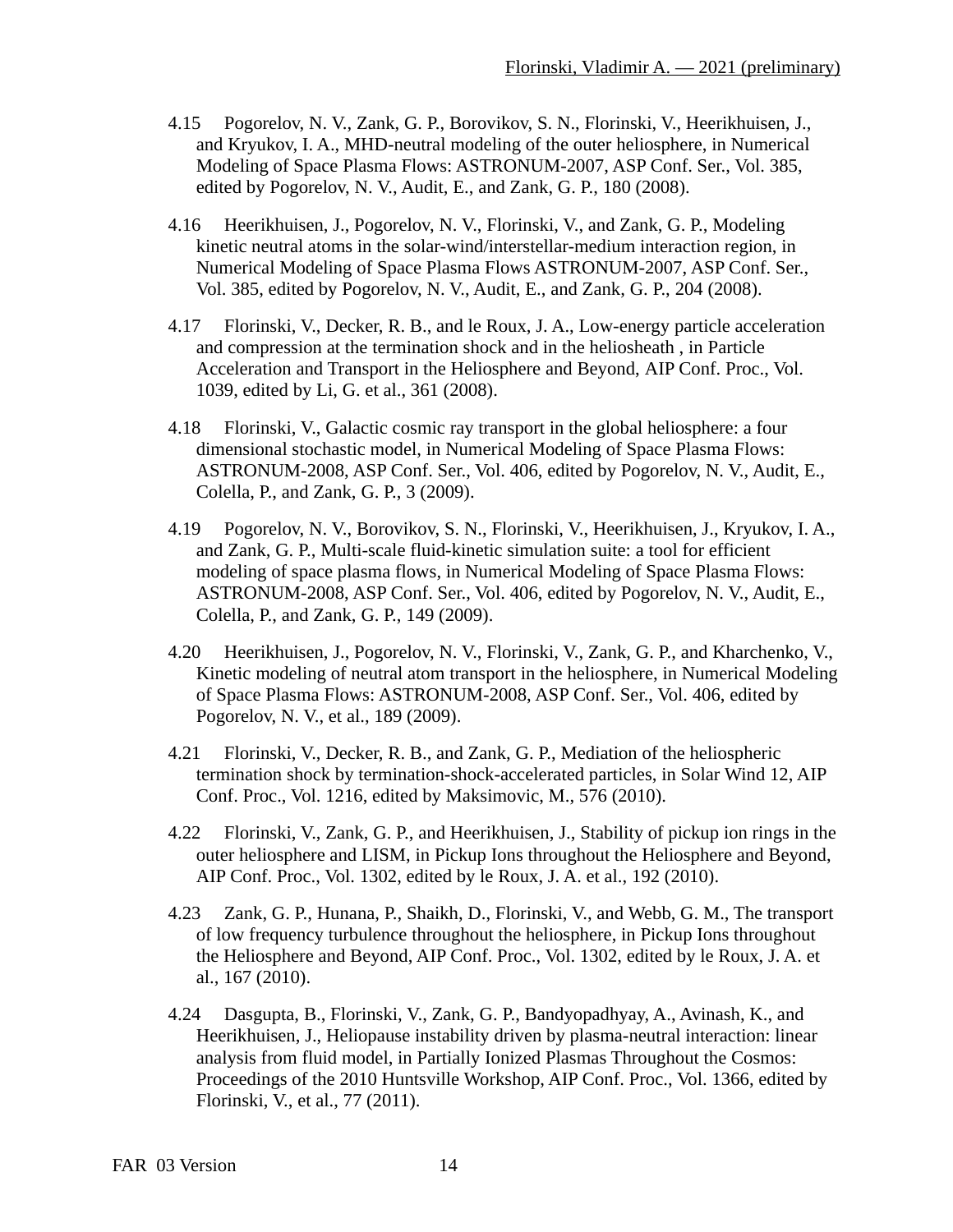4.15 Pogorelov, N. V., Zank, G. P., Borovikov, S. N., Florinski, V., Heerikhuisen, J., and Kryukov, I. A., MHD-neutral modeling of the outer heliosphere, in Numerical Modeling of Space Plasma Flows: ASTRONUM-2007, ASP Conf. Ser., Vol. 385, edited by Pogorelov, N. V., Audit, E., and Zank, G. P., 180 (2008).

4.16 Heerikhuisen, J., Pogorelov, N. V., Florinski, V., and Zank, G. P., Modeling kinetic neutral atoms in the solar-wind/interstellar-medium interaction region, in Numerical Modeling of Space Plasma Flows ASTRONUM-2007, ASP Conf. Ser., Vol. 385, edited by Pogorelov, N. V., Audit, E., and Zank, G. P., 204 (2008).

4.17 Florinski, V., Decker, R. B., and le Roux, J. A., Low-energy particle acceleration and compression at the termination shock and in the heliosheath , in Particle Acceleration and Transport in the Heliosphere and Beyond, AIP Conf. Proc., Vol. 1039, edited by Li, G. et al., 361 (2008).

4.18 Florinski, V., Galactic cosmic ray transport in the global heliosphere: a four dimensional stochastic model, in Numerical Modeling of Space Plasma Flows: ASTRONUM-2008, ASP Conf. Ser., Vol. 406, edited by Pogorelov, N. V., Audit, E., Colella, P., and Zank, G. P., 3 (2009).

4.19 Pogorelov, N. V., Borovikov, S. N., Florinski, V., Heerikhuisen, J., Kryukov, I. A., and Zank, G. P., Multi-scale fluid-kinetic simulation suite: a tool for efficient modeling of space plasma flows, in Numerical Modeling of Space Plasma Flows: ASTRONUM-2008, ASP Conf. Ser., Vol. 406, edited by Pogorelov, N. V., Audit, E., Colella, P., and Zank, G. P., 149 (2009).

4.20 Heerikhuisen, J., Pogorelov, N. V., Florinski, V., Zank, G. P., and Kharchenko, V., Kinetic modeling of neutral atom transport in the heliosphere, in Numerical Modeling of Space Plasma Flows: ASTRONUM-2008, ASP Conf. Ser., Vol. 406, edited by Pogorelov, N. V., et al., 189 (2009).

4.21 Florinski, V., Decker, R. B., and Zank, G. P., Mediation of the heliospheric termination shock by termination-shock-accelerated particles, in Solar Wind 12, AIP Conf. Proc., Vol. 1216, edited by Maksimovic, M., 576 (2010).

4.22 Florinski, V., Zank, G. P., and Heerikhuisen, J., Stability of pickup ion rings in the outer heliosphere and LISM, in Pickup Ions throughout the Heliosphere and Beyond, AIP Conf. Proc., Vol. 1302, edited by le Roux, J. A. et al., 192 (2010).

4.23 Zank, G. P., Hunana, P., Shaikh, D., Florinski, V., and Webb, G. M., The transport of low frequency turbulence throughout the heliosphere, in Pickup Ions throughout the Heliosphere and Beyond, AIP Conf. Proc., Vol. 1302, edited by le Roux, J. A. et al., 167 (2010).

4.24 Dasgupta, B., Florinski, V., Zank, G. P., Bandyopadhyay, A., Avinash, K., and Heerikhuisen, J., Heliopause instability driven by plasma-neutral interaction: linear analysis from fluid model, in Partially Ionized Plasmas Throughout the Cosmos: Proceedings of the 2010 Huntsville Workshop, AIP Conf. Proc., Vol. 1366, edited by Florinski, V., et al., 77 (2011).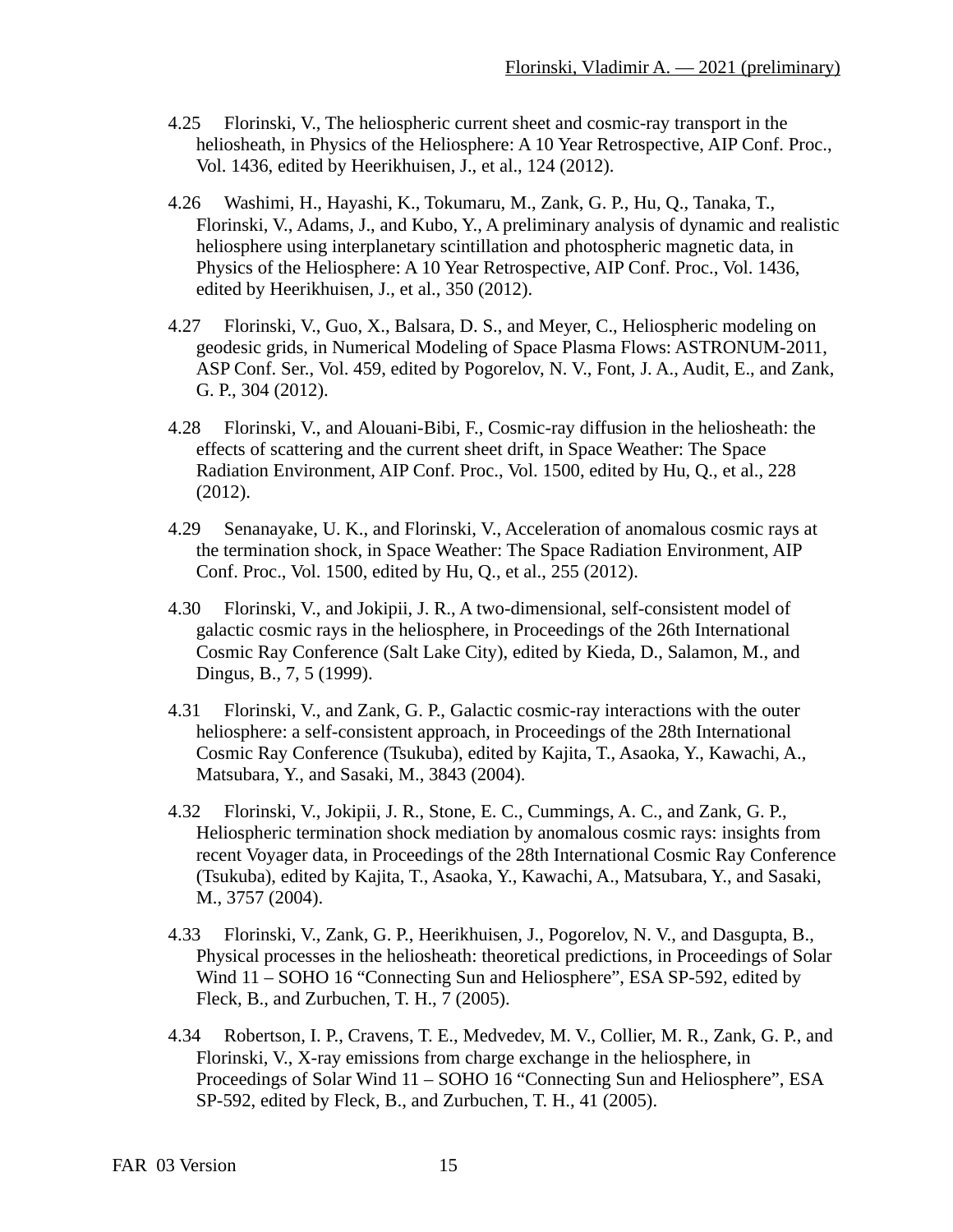4.25 Florinski, V., The heliospheric current sheet and cosmic-ray transport in the heliosheath, in Physics of the Heliosphere: A 10 Year Retrospective, AIP Conf. Proc., Vol. 1436, edited by Heerikhuisen, J., et al., 124 (2012).

4.26 Washimi, H., Hayashi, K., Tokumaru, M., Zank, G. P., Hu, Q., Tanaka, T., Florinski, V., Adams, J., and Kubo, Y., A preliminary analysis of dynamic and realistic heliosphere using interplanetary scintillation and photospheric magnetic data, in Physics of the Heliosphere: A 10 Year Retrospective, AIP Conf. Proc., Vol. 1436, edited by Heerikhuisen, J., et al., 350 (2012).

4.27 Florinski, V., Guo, X., Balsara, D. S., and Meyer, C., Heliospheric modeling on geodesic grids, in Numerical Modeling of Space Plasma Flows: ASTRONUM-2011, ASP Conf. Ser., Vol. 459, edited by Pogorelov, N. V., Font, J. A., Audit, E., and Zank, G. P., 304 (2012).

4.28 Florinski, V., and Alouani-Bibi, F., Cosmic-ray diffusion in the heliosheath: the effects of scattering and the current sheet drift, in Space Weather: The Space Radiation Environment, AIP Conf. Proc., Vol. 1500, edited by Hu, Q., et al., 228 (2012).

4.29 Senanayake, U. K., and Florinski, V., Acceleration of anomalous cosmic rays at the termination shock, in Space Weather: The Space Radiation Environment, AIP Conf. Proc., Vol. 1500, edited by Hu, Q., et al., 255 (2012).

4.30 Florinski, V., and Jokipii, J. R., A two-dimensional, self-consistent model of galactic cosmic rays in the heliosphere, in Proceedings of the 26th International Cosmic Ray Conference (Salt Lake City), edited by Kieda, D., Salamon, M., and Dingus, B., 7, 5 (1999).

4.31 Florinski, V., and Zank, G. P., Galactic cosmic-ray interactions with the outer heliosphere: a self-consistent approach, in Proceedings of the 28th International Cosmic Ray Conference (Tsukuba), edited by Kajita, T., Asaoka, Y., Kawachi, A., Matsubara, Y., and Sasaki, M., 3843 (2004).

4.32 Florinski, V., Jokipii, J. R., Stone, E. C., Cummings, A. C., and Zank, G. P., Heliospheric termination shock mediation by anomalous cosmic rays: insights from recent Voyager data, in Proceedings of the 28th International Cosmic Ray Conference (Tsukuba), edited by Kajita, T., Asaoka, Y., Kawachi, A., Matsubara, Y., and Sasaki, M., 3757 (2004).

4.33 Florinski, V., Zank, G. P., Heerikhuisen, J., Pogorelov, N. V., and Dasgupta, B., Physical processes in the heliosheath: theoretical predictions, in Proceedings of Solar Wind 11 – SOHO 16 "Connecting Sun and Heliosphere", ESA SP-592, edited by Fleck, B., and Zurbuchen, T. H., 7 (2005).

4.34 Robertson, I. P., Cravens, T. E., Medvedev, M. V., Collier, M. R., Zank, G. P., and Florinski, V., X-ray emissions from charge exchange in the heliosphere, in Proceedings of Solar Wind 11 – SOHO 16 "Connecting Sun and Heliosphere", ESA SP-592, edited by Fleck, B., and Zurbuchen, T. H., 41 (2005).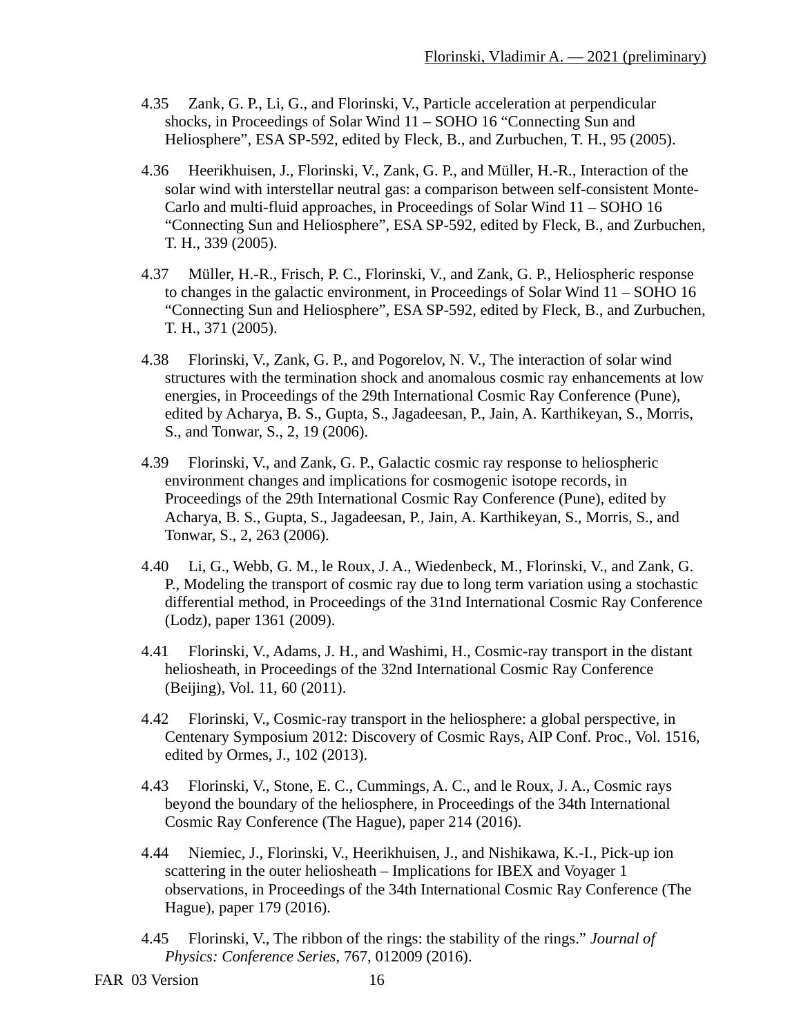4.35 Zank, G. P., Li, G., and Florinski, V., Particle acceleration at perpendicular shocks, in Proceedings of Solar Wind 11 – SOHO 16 "Connecting Sun and Heliosphere", ESA SP-592, edited by Fleck, B., and Zurbuchen, T. H., 95 (2005).

4.36 Heerikhuisen, J., Florinski, V., Zank, G. P., and Müller, H.-R., Interaction of the solar wind with interstellar neutral gas: a comparison between self-consistent Monte-Carlo and multi-fluid approaches, in Proceedings of Solar Wind 11 – SOHO 16 "Connecting Sun and Heliosphere", ESA SP-592, edited by Fleck, B., and Zurbuchen, T. H., 339 (2005).

4.37 Müller, H.-R., Frisch, P. C., Florinski, V., and Zank, G. P., Heliospheric response to changes in the galactic environment, in Proceedings of Solar Wind 11 – SOHO 16 "Connecting Sun and Heliosphere", ESA SP-592, edited by Fleck, B., and Zurbuchen, T. H., 371 (2005).

4.38 Florinski, V., Zank, G. P., and Pogorelov, N. V., The interaction of solar wind structures with the termination shock and anomalous cosmic ray enhancements at low energies, in Proceedings of the 29th International Cosmic Ray Conference (Pune), edited by Acharya, B. S., Gupta, S., Jagadeesan, P., Jain, A. Karthikeyan, S., Morris, S., and Tonwar, S., 2, 19 (2006).

4.39 Florinski, V., and Zank, G. P., Galactic cosmic ray response to heliospheric environment changes and implications for cosmogenic isotope records, in Proceedings of the 29th International Cosmic Ray Conference (Pune), edited by Acharya, B. S., Gupta, S., Jagadeesan, P., Jain, A. Karthikeyan, S., Morris, S., and Tonwar, S., 2, 263 (2006).

4.40 Li, G., Webb, G. M., le Roux, J. A., Wiedenbeck, M., Florinski, V., and Zank, G. P., Modeling the transport of cosmic ray due to long term variation using a stochastic differential method, in Proceedings of the 31nd International Cosmic Ray Conference (Lodz), paper 1361 (2009).

4.41 Florinski, V., Adams, J. H., and Washimi, H., Cosmic-ray transport in the distant heliosheath, in Proceedings of the 32nd International Cosmic Ray Conference (Beijing), Vol. 11, 60 (2011).

4.42 Florinski, V., Cosmic-ray transport in the heliosphere: a global perspective, in Centenary Symposium 2012: Discovery of Cosmic Rays, AIP Conf. Proc., Vol. 1516, edited by Ormes, J., 102 (2013).

4.43 Florinski, V., Stone, E. C., Cummings, A. C., and le Roux, J. A., Cosmic rays beyond the boundary of the heliosphere, in Proceedings of the 34th International Cosmic Ray Conference (The Hague), paper 214 (2016).

4.44 Niemiec, J., Florinski, V., Heerikhuisen, J., and Nishikawa, K.-I., Pick-up ion scattering in the outer heliosheath – Implications for IBEX and Voyager 1 observations, in Proceedings of the 34th International Cosmic Ray Conference (The Hague), paper 179 (2016).

4.45 Florinski, V., The ribbon of the rings: the stability of the rings." *Journal of Physics: Conference Series*, 767, 012009 (2016).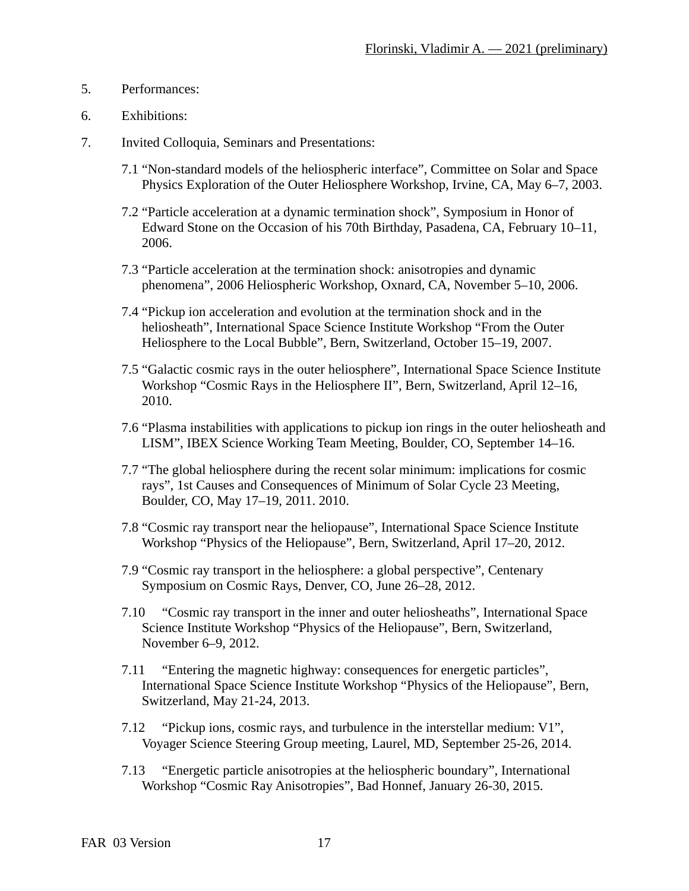5. Performances:

6. Exhibitions:

7. Invited Colloquia, Seminars and Presentations:

   7.1 “Non-standard models of the heliospheric interface”, Committee on Solar and Space Physics Exploration of the Outer Heliosphere Workshop, Irvine, CA, May 6–7, 2003.

   7.2 “Particle acceleration at a dynamic termination shock”, Symposium in Honor of Edward Stone on the Occasion of his 70th Birthday, Pasadena, CA, February 10–11, 2006.

   7.3 “Particle acceleration at the termination shock: anisotropies and dynamic phenomena”, 2006 Heliospheric Workshop, Oxnard, CA, November 5–10, 2006.

   7.4 “Pickup ion acceleration and evolution at the termination shock and in the heliosheath”, International Space Science Institute Workshop “From the Outer Heliosphere to the Local Bubble”, Bern, Switzerland, October 15–19, 2007.

   7.5 “Galactic cosmic rays in the outer heliosphere”, International Space Science Institute Workshop “Cosmic Rays in the Heliosphere II”, Bern, Switzerland, April 12–16, 2010.

   7.6 “Plasma instabilities with applications to pickup ion rings in the outer heliosheath and LISM”, IBEX Science Working Team Meeting, Boulder, CO, September 14–16.

   7.7 “The global heliosphere during the recent solar minimum: implications for cosmic rays”, 1st Causes and Consequences of Minimum of Solar Cycle 23 Meeting, Boulder, CO, May 17–19, 2011. 2010.

   7.8 “Cosmic ray transport near the heliopause”, International Space Science Institute Workshop “Physics of the Heliopause”, Bern, Switzerland, April 17–20, 2012.

   7.9 “Cosmic ray transport in the heliosphere: a global perspective”, Centenary Symposium on Cosmic Rays, Denver, CO, June 26–28, 2012.

   7.10 “Cosmic ray transport in the inner and outer heliosheaths”, International Space Science Institute Workshop “Physics of the Heliopause”, Bern, Switzerland, November 6–9, 2012.

   7.11 “Entering the magnetic highway: consequences for energetic particles”, International Space Science Institute Workshop “Physics of the Heliopause”, Bern, Switzerland, May 21-24, 2013.

   7.12 “Pickup ions, cosmic rays, and turbulence in the interstellar medium: V1”, Voyager Science Steering Group meeting, Laurel, MD, September 25-26, 2014.

   7.13 “Energetic particle anisotropies at the heliospheric boundary”, International Workshop “Cosmic Ray Anisotropies”, Bad Honnef, January 26-30, 2015.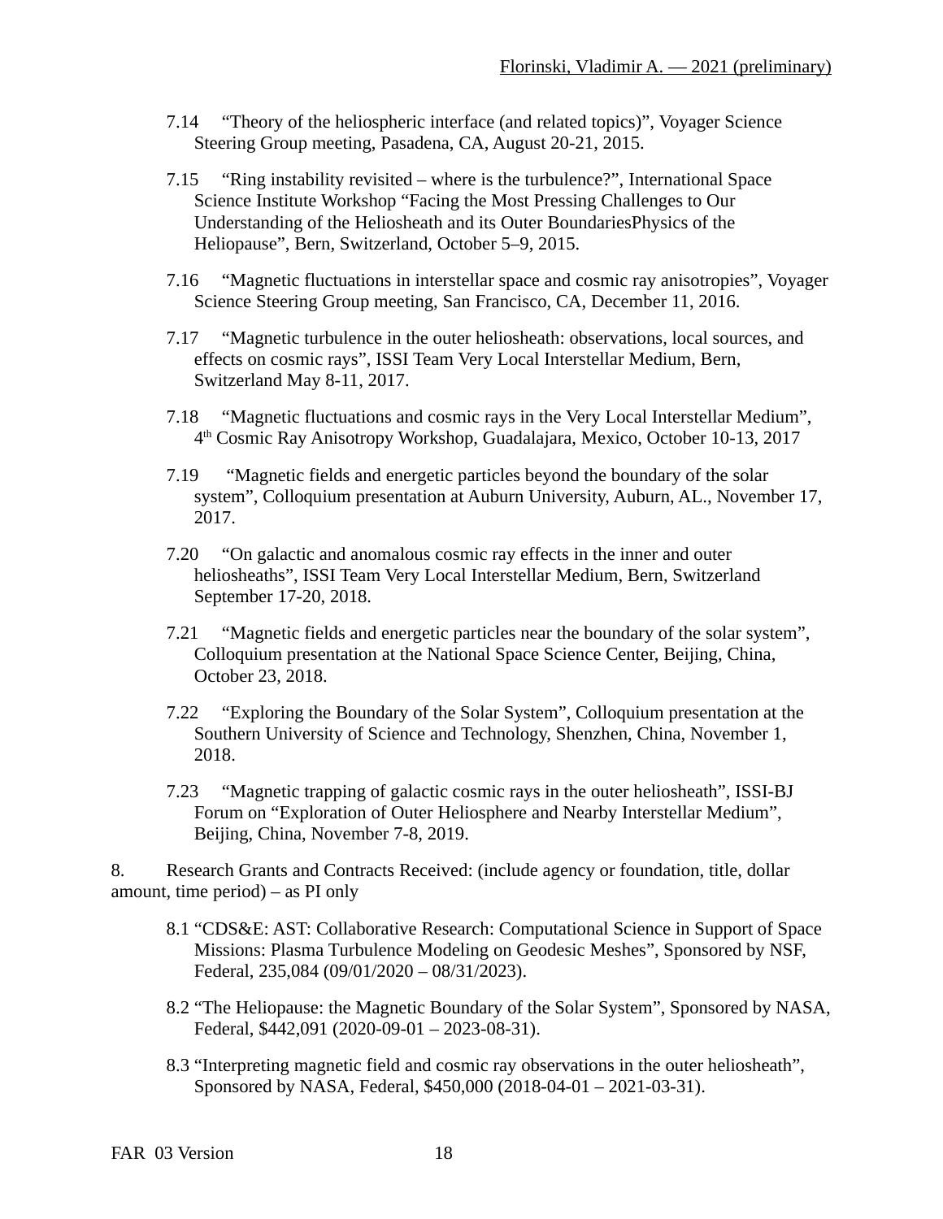7.14 "Theory of the heliospheric interface (and related topics)", Voyager Science Steering Group meeting, Pasadena, CA, August 20-21, 2015.

7.15 "Ring instability revisited – where is the turbulence?", International Space Science Institute Workshop "Facing the Most Pressing Challenges to Our Understanding of the Heliosheath and its Outer BoundariesPhysics of the Heliopause", Bern, Switzerland, October 5–9, 2015.

7.16 "Magnetic fluctuations in interstellar space and cosmic ray anisotropies", Voyager Science Steering Group meeting, San Francisco, CA, December 11, 2016.

7.17 "Magnetic turbulence in the outer heliosheath: observations, local sources, and effects on cosmic rays", ISSI Team Very Local Interstellar Medium, Bern, Switzerland May 8-11, 2017.

7.18 "Magnetic fluctuations and cosmic rays in the Very Local Interstellar Medium", 4th Cosmic Ray Anisotropy Workshop, Guadalajara, Mexico, October 10-13, 2017

7.19 "Magnetic fields and energetic particles beyond the boundary of the solar system", Colloquium presentation at Auburn University, Auburn, AL., November 17, 2017.

7.20 "On galactic and anomalous cosmic ray effects in the inner and outer heliosheaths", ISSI Team Very Local Interstellar Medium, Bern, Switzerland September 17-20, 2018.

7.21 "Magnetic fields and energetic particles near the boundary of the solar system", Colloquium presentation at the National Space Science Center, Beijing, China, October 23, 2018.

7.22 "Exploring the Boundary of the Solar System", Colloquium presentation at the Southern University of Science and Technology, Shenzhen, China, November 1, 2018.

7.23 "Magnetic trapping of galactic cosmic rays in the outer heliosheath", ISSI-BJ Forum on "Exploration of Outer Heliosphere and Nearby Interstellar Medium", Beijing, China, November 7-8, 2019.

8. Research Grants and Contracts Received: (include agency or foundation, title, dollar amount, time period) – as PI only

8.1 "CDS&E: AST: Collaborative Research: Computational Science in Support of Space Missions: Plasma Turbulence Modeling on Geodesic Meshes", Sponsored by NSF, Federal, 235,084 (09/01/2020 – 08/31/2023).

8.2 "The Heliopause: the Magnetic Boundary of the Solar System", Sponsored by NASA, Federal, $442,091 (2020-09-01 – 2023-08-31).

8.3 "Interpreting magnetic field and cosmic ray observations in the outer heliosheath", Sponsored by NASA, Federal, $450,000 (2018-04-01 – 2021-03-31).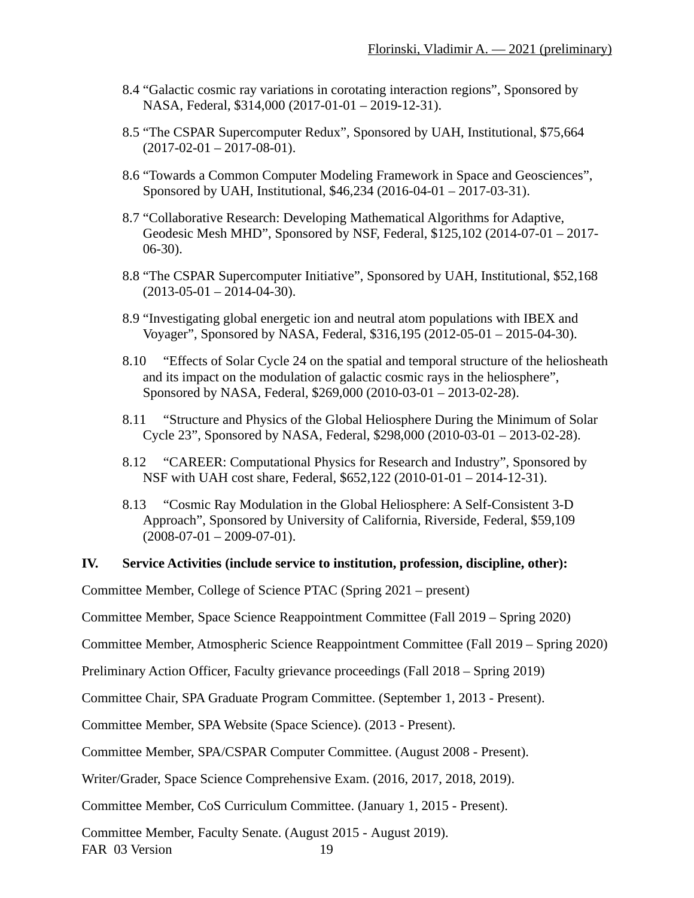8.4 “Galactic cosmic ray variations in corotating interaction regions”, Sponsored by NASA, Federal, $314,000 (2017-01-01 – 2019-12-31).

8.5 “The CSPAR Supercomputer Redux”, Sponsored by UAH, Institutional, $75,664 (2017-02-01 – 2017-08-01).

8.6 “Towards a Common Computer Modeling Framework in Space and Geosciences”, Sponsored by UAH, Institutional, $46,234 (2016-04-01 – 2017-03-31).

8.7 “Collaborative Research: Developing Mathematical Algorithms for Adaptive, Geodesic Mesh MHD”, Sponsored by NSF, Federal, $125,102 (2014-07-01 – 2017-06-30).

8.8 “The CSPAR Supercomputer Initiative”, Sponsored by UAH, Institutional, $52,168 (2013-05-01 – 2014-04-30).

8.9 “Investigating global energetic ion and neutral atom populations with IBEX and Voyager”, Sponsored by NASA, Federal, $316,195 (2012-05-01 – 2015-04-30).

8.10 “Effects of Solar Cycle 24 on the spatial and temporal structure of the heliosheath and its impact on the modulation of galactic cosmic rays in the heliosphere”, Sponsored by NASA, Federal, $269,000 (2010-03-01 – 2013-02-28).

8.11 “Structure and Physics of the Global Heliosphere During the Minimum of Solar Cycle 23”, Sponsored by NASA, Federal, $298,000 (2010-03-01 – 2013-02-28).

8.12 “CAREER: Computational Physics for Research and Industry”, Sponsored by NSF with UAH cost share, Federal, $652,122 (2010-01-01 – 2014-12-31).

8.13 “Cosmic Ray Modulation in the Global Heliosphere: A Self-Consistent 3-D Approach”, Sponsored by University of California, Riverside, Federal, $59,109 (2008-07-01 – 2009-07-01).

## IV. Service Activities (include service to institution, profession, discipline, other):

Committee Member, College of Science PTAC (Spring 2021 – present)

Committee Member, Space Science Reappointment Committee (Fall 2019 – Spring 2020)

Committee Member, Atmospheric Science Reappointment Committee (Fall 2019 – Spring 2020)

Preliminary Action Officer, Faculty grievance proceedings (Fall 2018 – Spring 2019)

Committee Chair, SPA Graduate Program Committee. (September 1, 2013 - Present).

Committee Member, SPA Website (Space Science). (2013 - Present).

Committee Member, SPA/CSPAR Computer Committee. (August 2008 - Present).

Writer/Grader, Space Science Comprehensive Exam. (2016, 2017, 2018, 2019).

Committee Member, CoS Curriculum Committee. (January 1, 2015 - Present).

Committee Member, Faculty Senate. (August 2015 - August 2019).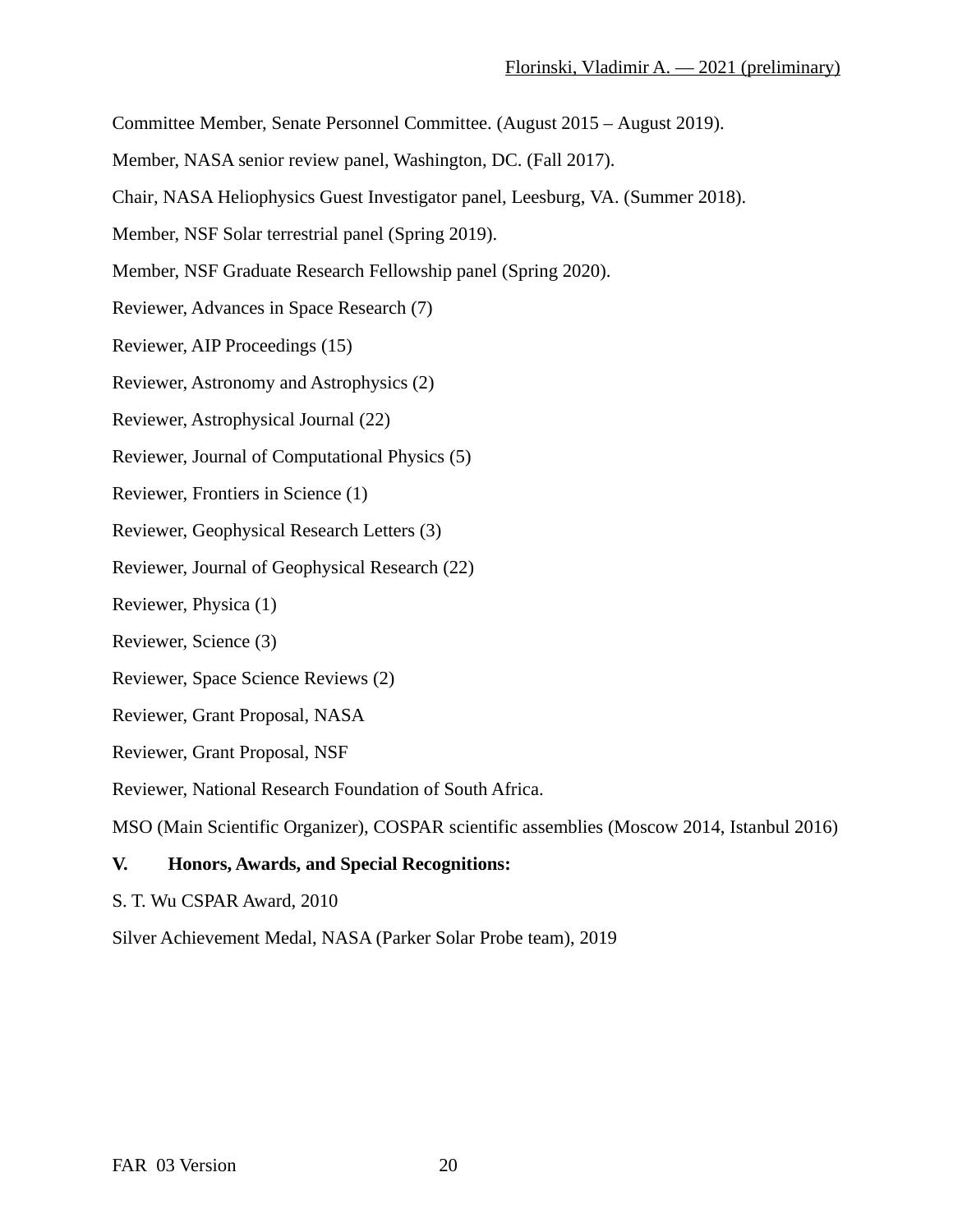Committee Member, Senate Personnel Committee. (August 2015 – August 2019).

Member, NASA senior review panel, Washington, DC. (Fall 2017).

Chair, NASA Heliophysics Guest Investigator panel, Leesburg, VA. (Summer 2018).

Member, NSF Solar terrestrial panel (Spring 2019).

Member, NSF Graduate Research Fellowship panel (Spring 2020).

Reviewer, Advances in Space Research (7)

Reviewer, AIP Proceedings (15)

Reviewer, Astronomy and Astrophysics (2)

Reviewer, Astrophysical Journal (22)

Reviewer, Journal of Computational Physics (5)

Reviewer, Frontiers in Science (1)

Reviewer, Geophysical Research Letters (3)

Reviewer, Journal of Geophysical Research (22)

Reviewer, Physica (1)

Reviewer, Science (3)

Reviewer, Space Science Reviews (2)

Reviewer, Grant Proposal, NASA

Reviewer, Grant Proposal, NSF

Reviewer, National Research Foundation of South Africa.

MSO (Main Scientific Organizer), COSPAR scientific assemblies (Moscow 2014, Istanbul 2016)

## V. Honors, Awards, and Special Recognitions:

S. T. Wu CSPAR Award, 2010

Silver Achievement Medal, NASA (Parker Solar Probe team), 2019